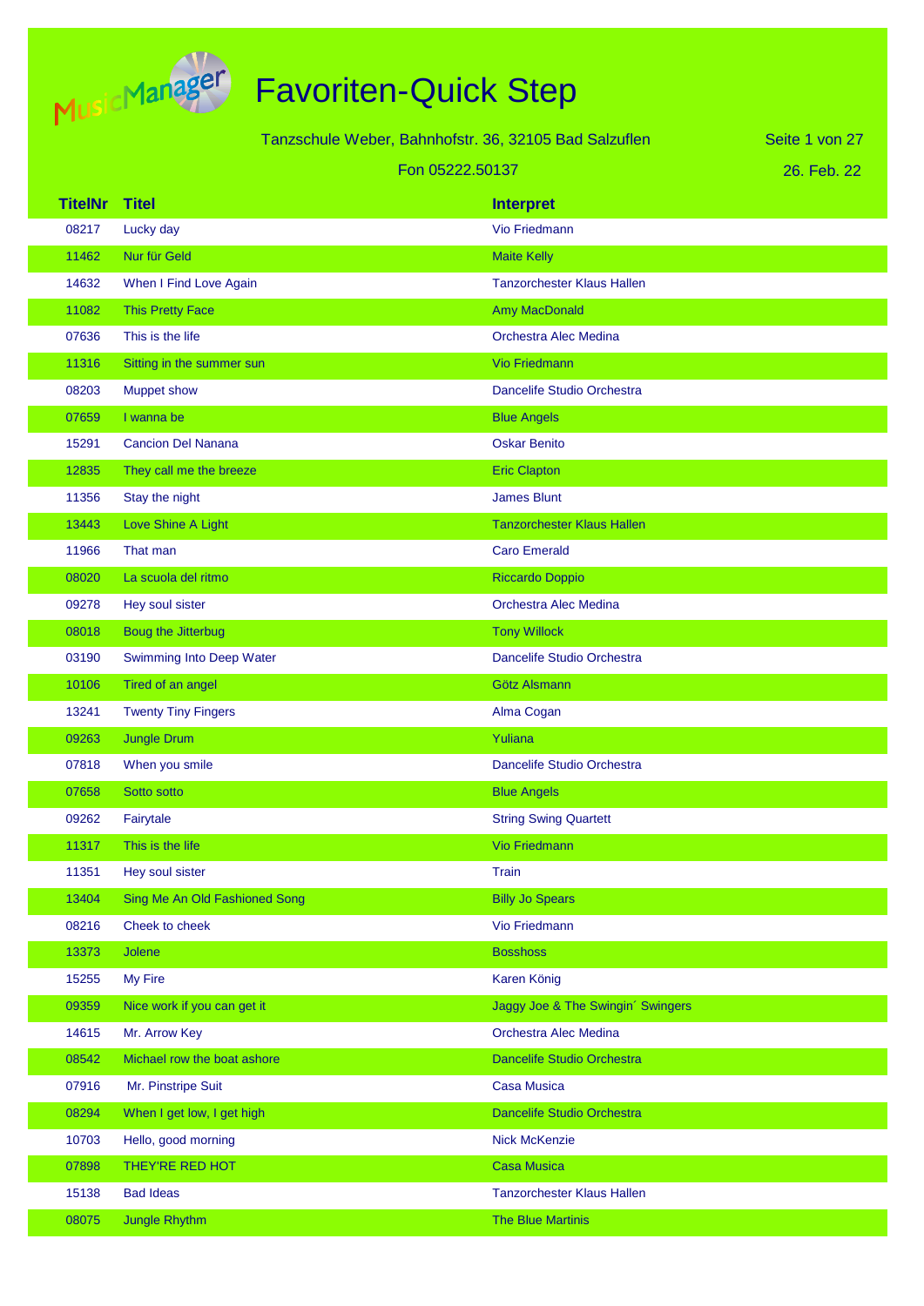# Favoriten-Quick Step

Tanzschule Weber, Bahnhofstr. 36, 32105 Bad Salzuflen

Fon 05222.50137

26. Feb. 22

| TitelNr | Titel | Interpret |
|---|---|---|
| 08217 | Lucky day | Vio Friedmann |
| 11462 | Nur für Geld | Maite Kelly |
| 14632 | When I Find Love Again | Tanzorchester Klaus Hallen |
| 11082 | This Pretty Face | Amy MacDonald |
| 07636 | This is the life | Orchestra Alec Medina |
| 11316 | Sitting in the summer sun | Vio Friedmann |
| 08203 | Muppet show | Dancelife Studio Orchestra |
| 07659 | I wanna be | Blue Angels |
| 15291 | Cancion Del Nanana | Oskar Benito |
| 12835 | They call me the breeze | Eric Clapton |
| 11356 | Stay the night | James Blunt |
| 13443 | Love Shine A Light | Tanzorchester Klaus Hallen |
| 11966 | That man | Caro Emerald |
| 08020 | La scuola del ritmo | Riccardo Doppio |
| 09278 | Hey soul sister | Orchestra Alec Medina |
| 08018 | Boug the Jitterbug | Tony Willock |
| 03190 | Swimming Into Deep Water | Dancelife Studio Orchestra |
| 10106 | Tired of an angel | Götz Alsmann |
| 13241 | Twenty Tiny Fingers | Alma Cogan |
| 09263 | Jungle Drum | Yuliana |
| 07818 | When you smile | Dancelife Studio Orchestra |
| 07658 | Sotto sotto | Blue Angels |
| 09262 | Fairytale | String Swing Quartett |
| 11317 | This is the life | Vio Friedmann |
| 11351 | Hey soul sister | Train |
| 13404 | Sing Me An Old Fashioned Song | Billy Jo Spears |
| 08216 | Cheek to cheek | Vio Friedmann |
| 13373 | Jolene | Bosshoss |
| 15255 | My Fire | Karen König |
| 09359 | Nice work if you can get it | Jaggy Joe & The Swingin´ Swingers |
| 14615 | Mr. Arrow Key | Orchestra Alec Medina |
| 08542 | Michael row the boat ashore | Dancelife Studio Orchestra |
| 07916 | Mr. Pinstripe Suit | Casa Musica |
| 08294 | When I get low, I get high | Dancelife Studio Orchestra |
| 10703 | Hello, good morning | Nick McKenzie |
| 07898 | THEY'RE RED HOT | Casa Musica |
| 15138 | Bad Ideas | Tanzorchester Klaus Hallen |
| 08075 | Jungle Rhythm | The Blue Martinis |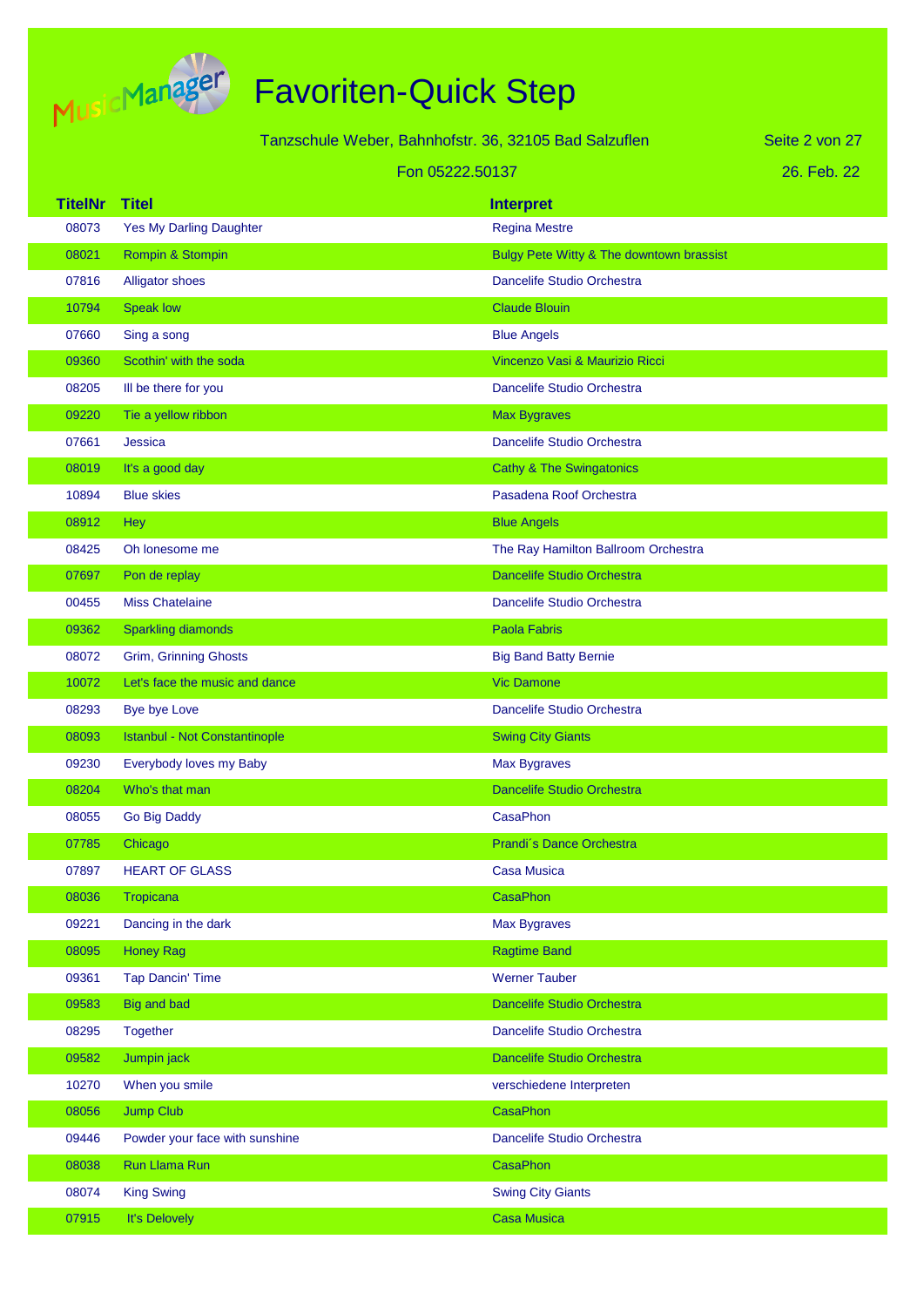# Favoriten-Quick Step

Tanzschule Weber, Bahnhofstr. 36, 32105 Bad Salzuflen

Fon 05222.50137

26. Feb. 22

| TitelNr | Titel | Interpret |
|---|---|---|
| 08073 | Yes My Darling Daughter | Regina Mestre |
| 08021 | Rompin & Stompin | Bulgy Pete Witty & The downtown brassist |
| 07816 | Alligator shoes | Dancelife Studio Orchestra |
| 10794 | Speak low | Claude Blouin |
| 07660 | Sing a song | Blue Angels |
| 09360 | Scothin' with the soda | Vincenzo Vasi & Maurizio Ricci |
| 08205 | Ill be there for you | Dancelife Studio Orchestra |
| 09220 | Tie a yellow ribbon | Max Bygraves |
| 07661 | Jessica | Dancelife Studio Orchestra |
| 08019 | It's a good day | Cathy & The Swingatonics |
| 10894 | Blue skies | Pasadena Roof Orchestra |
| 08912 | Hey | Blue Angels |
| 08425 | Oh lonesome me | The Ray Hamilton Ballroom Orchestra |
| 07697 | Pon de replay | Dancelife Studio Orchestra |
| 00455 | Miss Chatelaine | Dancelife Studio Orchestra |
| 09362 | Sparkling diamonds | Paola Fabris |
| 08072 | Grim, Grinning Ghosts | Big Band Batty Bernie |
| 10072 | Let's face the music and dance | Vic Damone |
| 08293 | Bye bye Love | Dancelife Studio Orchestra |
| 08093 | Istanbul - Not Constantinople | Swing City Giants |
| 09230 | Everybody loves my Baby | Max Bygraves |
| 08204 | Who's that man | Dancelife Studio Orchestra |
| 08055 | Go Big Daddy | CasaPhon |
| 07785 | Chicago | Prandi´s Dance Orchestra |
| 07897 | HEART OF GLASS | Casa Musica |
| 08036 | Tropicana | CasaPhon |
| 09221 | Dancing in the dark | Max Bygraves |
| 08095 | Honey Rag | Ragtime Band |
| 09361 | Tap Dancin' Time | Werner Tauber |
| 09583 | Big and bad | Dancelife Studio Orchestra |
| 08295 | Together | Dancelife Studio Orchestra |
| 09582 | Jumpin jack | Dancelife Studio Orchestra |
| 10270 | When you smile | verschiedene Interpreten |
| 08056 | Jump Club | CasaPhon |
| 09446 | Powder your face with sunshine | Dancelife Studio Orchestra |
| 08038 | Run Llama Run | CasaPhon |
| 08074 | King Swing | Swing City Giants |
| 07915 | It's Delovely | Casa Musica |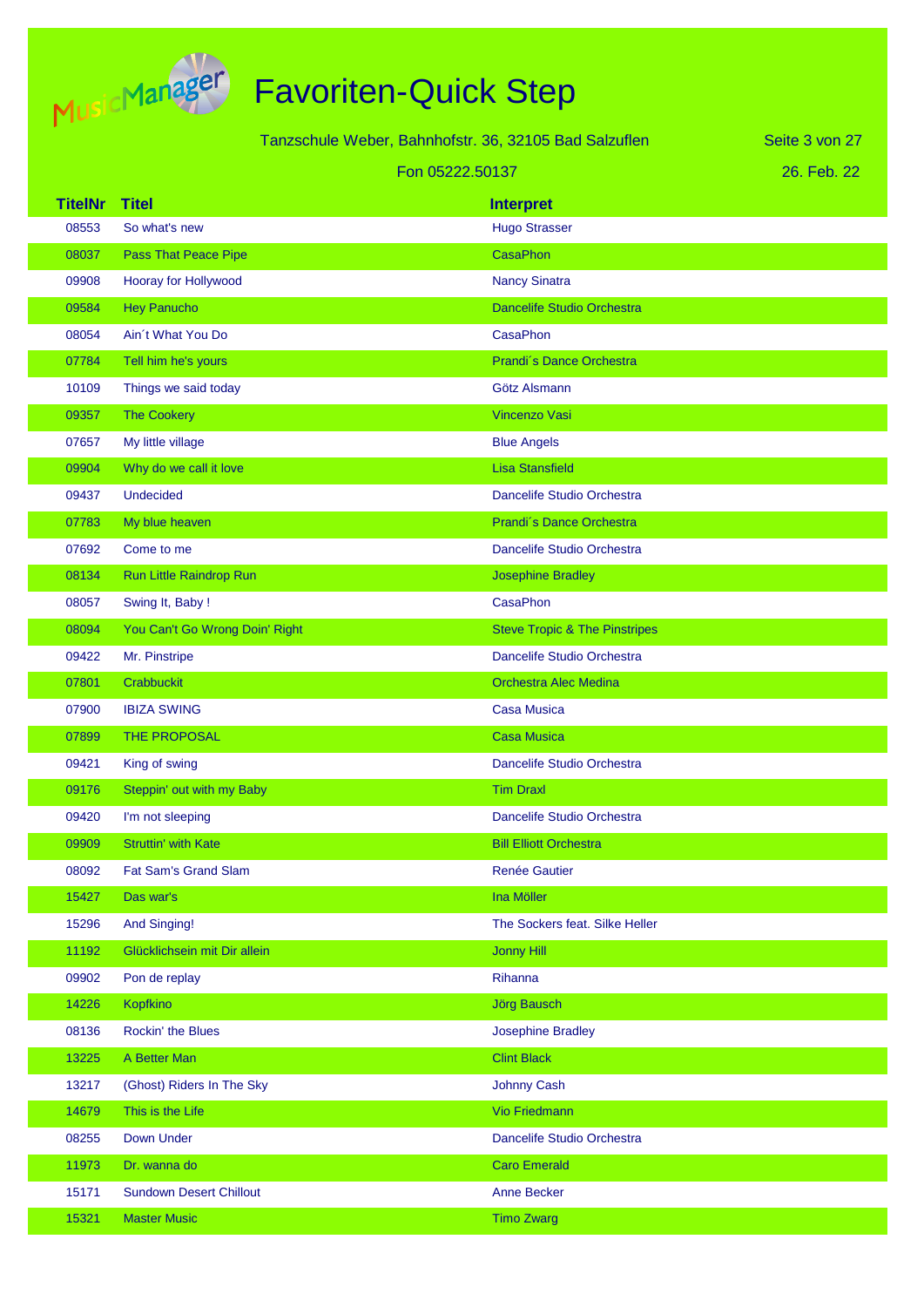# Favoriten-Quick Step

Tanzschule Weber, Bahnhofstr. 36, 32105 Bad Salzuflen

Fon 05222.50137

26. Feb. 22

| TitelNr | Titel | Interpret |
|---|---|---|
| 08553 | So what's new | Hugo Strasser |
| 08037 | Pass That Peace Pipe | CasaPhon |
| 09908 | Hooray for Hollywood | Nancy Sinatra |
| 09584 | Hey Panucho | Dancelife Studio Orchestra |
| 08054 | Ain´t What You Do | CasaPhon |
| 07784 | Tell him he's yours | Prandi´s Dance Orchestra |
| 10109 | Things we said today | Götz Alsmann |
| 09357 | The Cookery | Vincenzo Vasi |
| 07657 | My little village | Blue Angels |
| 09904 | Why do we call it love | Lisa Stansfield |
| 09437 | Undecided | Dancelife Studio Orchestra |
| 07783 | My blue heaven | Prandi´s Dance Orchestra |
| 07692 | Come to me | Dancelife Studio Orchestra |
| 08134 | Run Little Raindrop Run | Josephine Bradley |
| 08057 | Swing It, Baby ! | CasaPhon |
| 08094 | You Can't Go Wrong Doin' Right | Steve Tropic & The Pinstripes |
| 09422 | Mr. Pinstripe | Dancelife Studio Orchestra |
| 07801 | Crabbuckit | Orchestra Alec Medina |
| 07900 | IBIZA SWING | Casa Musica |
| 07899 | THE PROPOSAL | Casa Musica |
| 09421 | King of swing | Dancelife Studio Orchestra |
| 09176 | Steppin' out with my Baby | Tim Draxl |
| 09420 | I'm not sleeping | Dancelife Studio Orchestra |
| 09909 | Struttin' with Kate | Bill Elliott Orchestra |
| 08092 | Fat Sam's Grand Slam | Renée Gautier |
| 15427 | Das war's | Ina Möller |
| 15296 | And Singing! | The Sockers feat. Silke Heller |
| 11192 | Glücklichsein mit Dir allein | Jonny Hill |
| 09902 | Pon de replay | Rihanna |
| 14226 | Kopfkino | Jörg Bausch |
| 08136 | Rockin' the Blues | Josephine Bradley |
| 13225 | A Better Man | Clint Black |
| 13217 | (Ghost) Riders In The Sky | Johnny Cash |
| 14679 | This is the Life | Vio Friedmann |
| 08255 | Down Under | Dancelife Studio Orchestra |
| 11973 | Dr. wanna do | Caro Emerald |
| 15171 | Sundown Desert Chillout | Anne Becker |
| 15321 | Master Music | Timo Zwarg |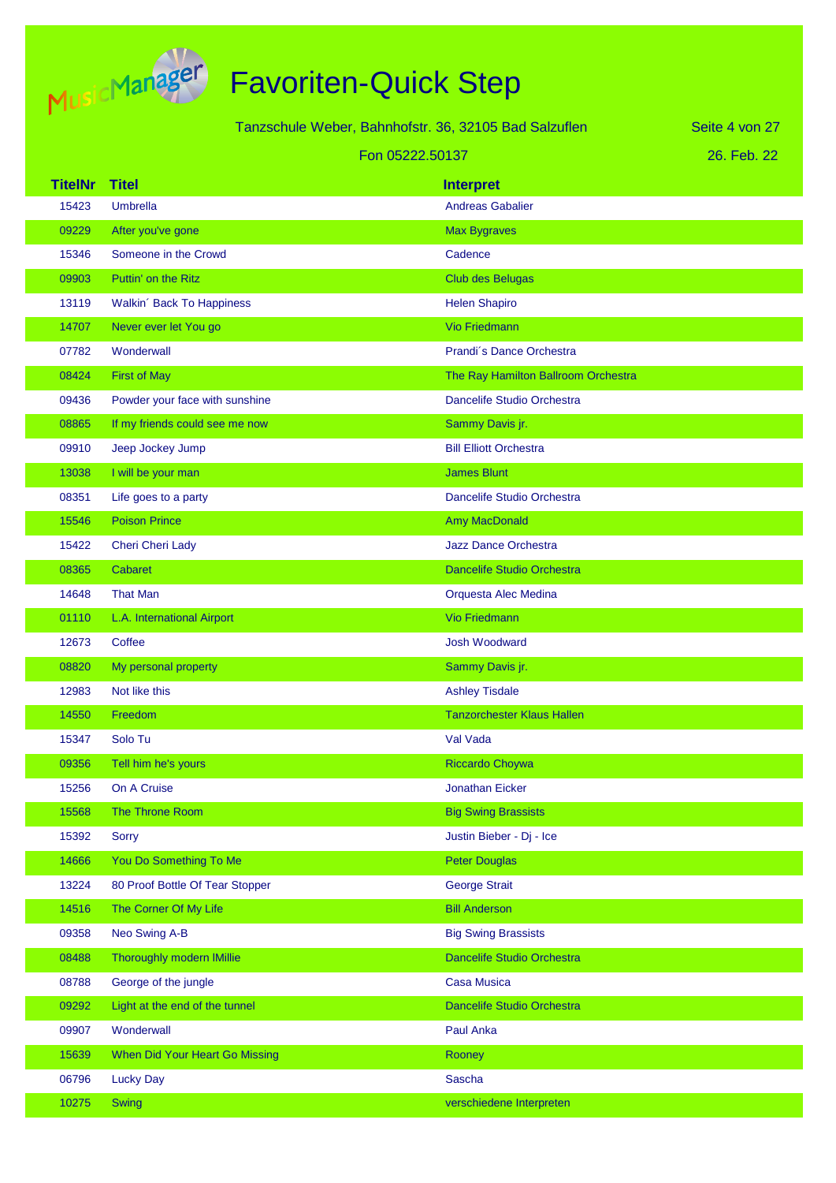# Favoriten-Quick Step

Tanzschule Weber, Bahnhofstr. 36, 32105 Bad Salzuflen

Fon 05222.50137

26. Feb. 22

| TitelNr | Titel | Interpret |
|---|---|---|
| 15423 | Umbrella | Andreas Gabalier |
| 09229 | After you've gone | Max Bygraves |
| 15346 | Someone in the Crowd | Cadence |
| 09903 | Puttin' on the Ritz | Club des Belugas |
| 13119 | Walkin´ Back To Happiness | Helen Shapiro |
| 14707 | Never ever let You go | Vio Friedmann |
| 07782 | Wonderwall | Prandi´s Dance Orchestra |
| 08424 | First of May | The Ray Hamilton Ballroom Orchestra |
| 09436 | Powder your face with sunshine | Dancelife Studio Orchestra |
| 08865 | If my friends could see me now | Sammy Davis jr. |
| 09910 | Jeep Jockey Jump | Bill Elliott Orchestra |
| 13038 | I will be your man | James Blunt |
| 08351 | Life goes to a party | Dancelife Studio Orchestra |
| 15546 | Poison Prince | Amy MacDonald |
| 15422 | Cheri Cheri Lady | Jazz Dance Orchestra |
| 08365 | Cabaret | Dancelife Studio Orchestra |
| 14648 | That Man | Orquesta Alec Medina |
| 01110 | L.A. International Airport | Vio Friedmann |
| 12673 | Coffee | Josh Woodward |
| 08820 | My personal property | Sammy Davis jr. |
| 12983 | Not like this | Ashley Tisdale |
| 14550 | Freedom | Tanzorchester Klaus Hallen |
| 15347 | Solo Tu | Val Vada |
| 09356 | Tell him he's yours | Riccardo Choywa |
| 15256 | On A Cruise | Jonathan Eicker |
| 15568 | The Throne Room | Big Swing Brassists |
| 15392 | Sorry | Justin Bieber - Dj - Ice |
| 14666 | You Do Something To Me | Peter Douglas |
| 13224 | 80 Proof Bottle Of Tear Stopper | George Strait |
| 14516 | The Corner Of My Life | Bill Anderson |
| 09358 | Neo Swing A-B | Big Swing Brassists |
| 08488 | Thoroughly modern lMillie | Dancelife Studio Orchestra |
| 08788 | George of the jungle | Casa Musica |
| 09292 | Light at the end of the tunnel | Dancelife Studio Orchestra |
| 09907 | Wonderwall | Paul Anka |
| 15639 | When Did Your Heart Go Missing | Rooney |
| 06796 | Lucky Day | Sascha |
| 10275 | Swing | verschiedene Interpreten |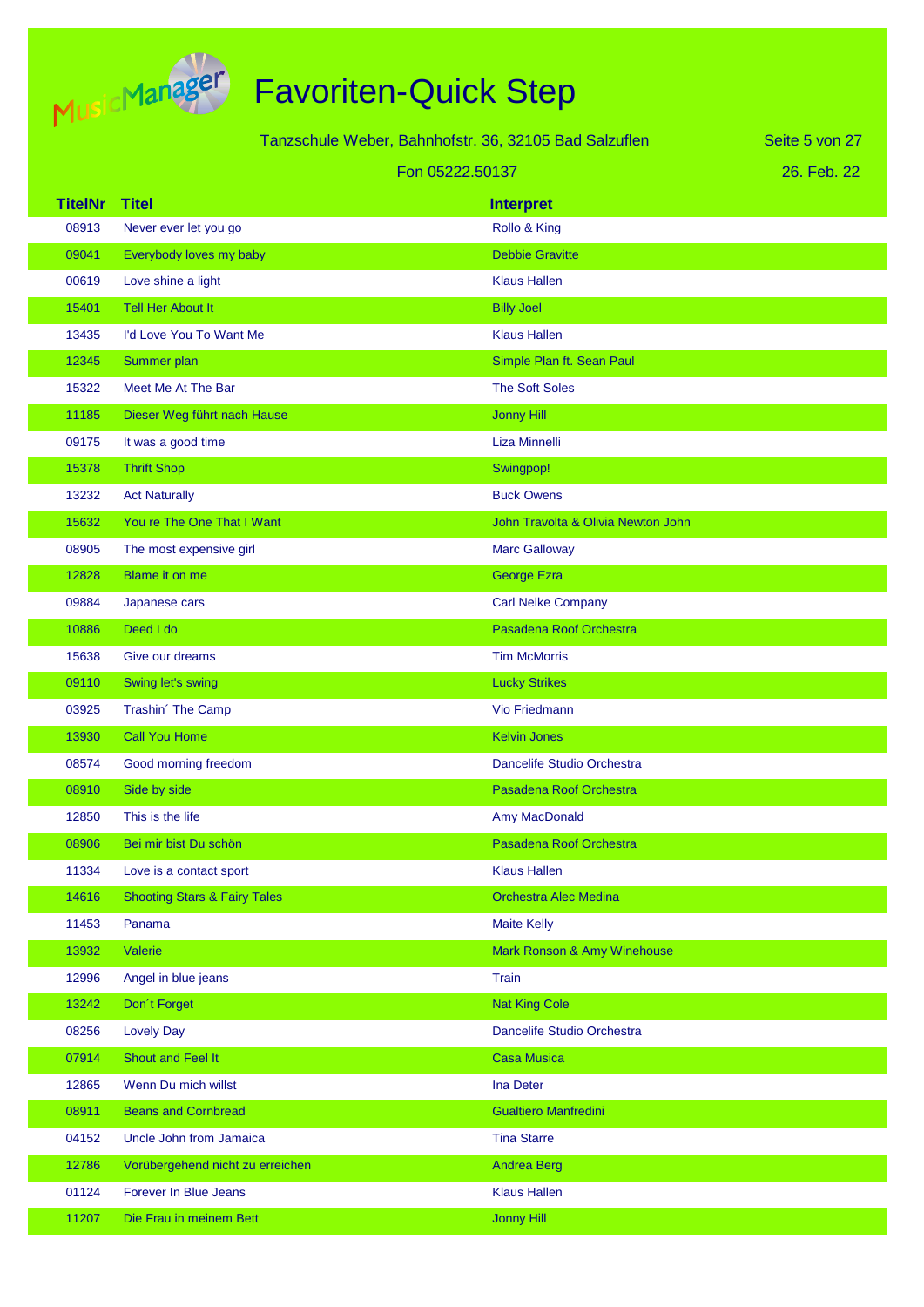# Favoriten-Quick Step

Tanzschule Weber, Bahnhofstr. 36, 32105 Bad Salzuflen

Fon 05222.50137

26. Feb. 22

| TitelNr | Titel | Interpret |
|---|---|---|
| 08913 | Never ever let you go | Rollo & King |
| 09041 | Everybody loves my baby | Debbie Gravitte |
| 00619 | Love shine a light | Klaus Hallen |
| 15401 | Tell Her About It | Billy Joel |
| 13435 | I'd Love You To Want Me | Klaus Hallen |
| 12345 | Summer plan | Simple Plan ft. Sean Paul |
| 15322 | Meet Me At The Bar | The Soft Soles |
| 11185 | Dieser Weg führt nach Hause | Jonny Hill |
| 09175 | It was a good time | Liza Minnelli |
| 15378 | Thrift Shop | Swingpop! |
| 13232 | Act Naturally | Buck Owens |
| 15632 | You re The One That I Want | John Travolta & Olivia Newton John |
| 08905 | The most expensive girl | Marc Galloway |
| 12828 | Blame it on me | George Ezra |
| 09884 | Japanese cars | Carl Nelke Company |
| 10886 | Deed I do | Pasadena Roof Orchestra |
| 15638 | Give our dreams | Tim McMorris |
| 09110 | Swing let's swing | Lucky Strikes |
| 03925 | Trashin´ The Camp | Vio Friedmann |
| 13930 | Call You Home | Kelvin Jones |
| 08574 | Good morning freedom | Dancelife Studio Orchestra |
| 08910 | Side by side | Pasadena Roof Orchestra |
| 12850 | This is the life | Amy MacDonald |
| 08906 | Bei mir bist Du schön | Pasadena Roof Orchestra |
| 11334 | Love is a contact sport | Klaus Hallen |
| 14616 | Shooting Stars & Fairy Tales | Orchestra Alec Medina |
| 11453 | Panama | Maite Kelly |
| 13932 | Valerie | Mark Ronson & Amy Winehouse |
| 12996 | Angel in blue jeans | Train |
| 13242 | Don´t Forget | Nat King Cole |
| 08256 | Lovely Day | Dancelife Studio Orchestra |
| 07914 | Shout and Feel It | Casa Musica |
| 12865 | Wenn Du mich willst | Ina Deter |
| 08911 | Beans and Cornbread | Gualtiero Manfredini |
| 04152 | Uncle John from Jamaica | Tina Starre |
| 12786 | Vorübergehend nicht zu erreichen | Andrea Berg |
| 01124 | Forever In Blue Jeans | Klaus Hallen |
| 11207 | Die Frau in meinem Bett | Jonny Hill |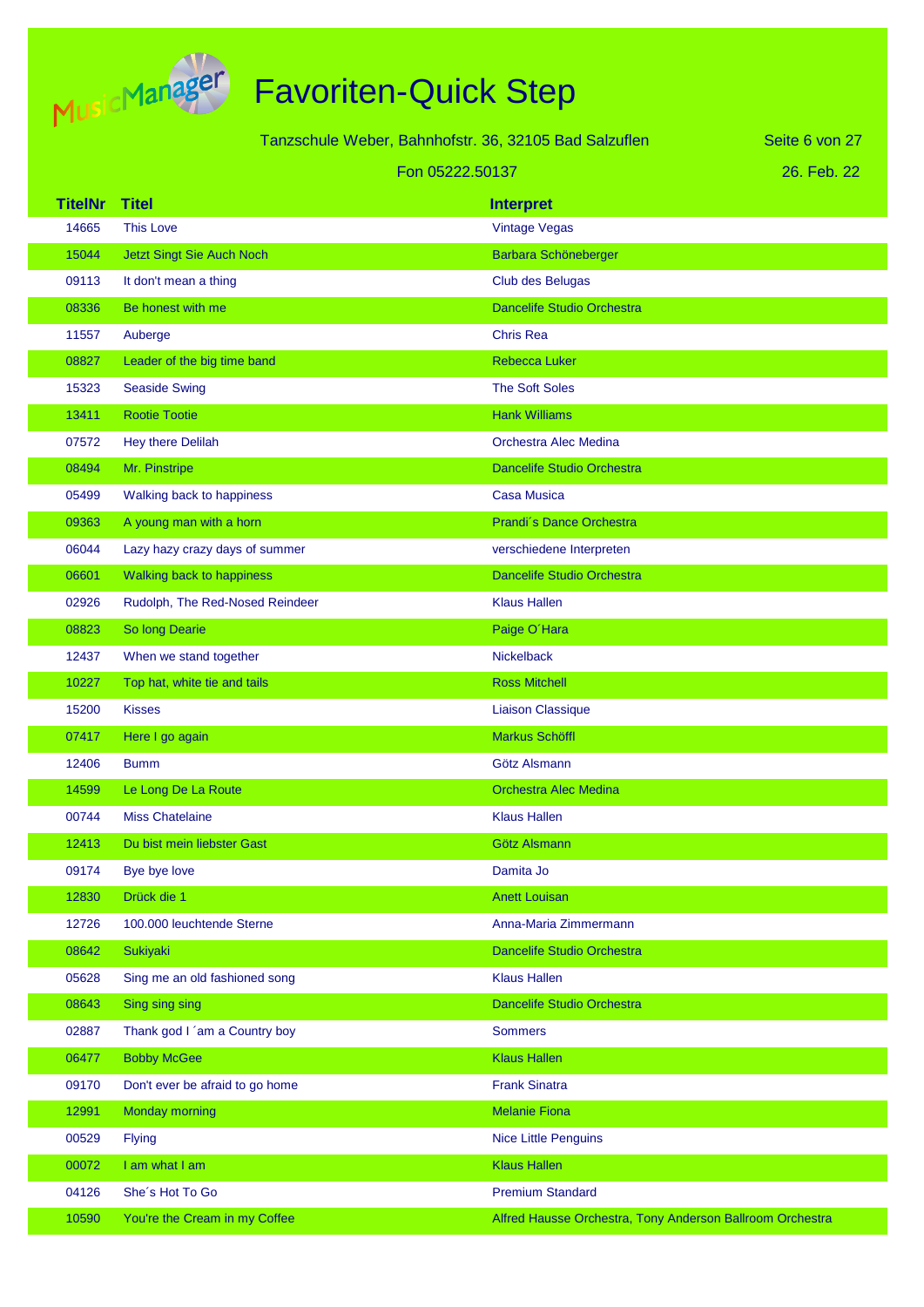# Favoriten-Quick Step

Tanzschule Weber, Bahnhofstr. 36, 32105 Bad Salzuflen

Fon 05222.50137

26. Feb. 22

| TitelNr | Titel | Interpret |
|---|---|---|
| 14665 | This Love | Vintage Vegas |
| 15044 | Jetzt Singt Sie Auch Noch | Barbara Schöneberger |
| 09113 | It don't mean a thing | Club des Belugas |
| 08336 | Be honest with me | Dancelife Studio Orchestra |
| 11557 | Auberge | Chris Rea |
| 08827 | Leader of the big time band | Rebecca Luker |
| 15323 | Seaside Swing | The Soft Soles |
| 13411 | Rootie Tootie | Hank Williams |
| 07572 | Hey there Delilah | Orchestra Alec Medina |
| 08494 | Mr. Pinstripe | Dancelife Studio Orchestra |
| 05499 | Walking back to happiness | Casa Musica |
| 09363 | A young man with a horn | Prandi´s Dance Orchestra |
| 06044 | Lazy hazy crazy days of summer | verschiedene Interpreten |
| 06601 | Walking back to happiness | Dancelife Studio Orchestra |
| 02926 | Rudolph, The Red-Nosed Reindeer | Klaus Hallen |
| 08823 | So long Dearie | Paige O´Hara |
| 12437 | When we stand together | Nickelback |
| 10227 | Top hat, white tie and tails | Ross Mitchell |
| 15200 | Kisses | Liaison Classique |
| 07417 | Here I go again | Markus Schöffl |
| 12406 | Bumm | Götz Alsmann |
| 14599 | Le Long De La Route | Orchestra Alec Medina |
| 00744 | Miss Chatelaine | Klaus Hallen |
| 12413 | Du bist mein liebster Gast | Götz Alsmann |
| 09174 | Bye bye love | Damita Jo |
| 12830 | Drück die 1 | Anett Louisan |
| 12726 | 100.000 leuchtende Sterne | Anna-Maria Zimmermann |
| 08642 | Sukiyaki | Dancelife Studio Orchestra |
| 05628 | Sing me an old fashioned song | Klaus Hallen |
| 08643 | Sing sing sing | Dancelife Studio Orchestra |
| 02887 | Thank god I ´am a Country boy | Sommers |
| 06477 | Bobby McGee | Klaus Hallen |
| 09170 | Don't ever be afraid to go home | Frank Sinatra |
| 12991 | Monday morning | Melanie Fiona |
| 00529 | Flying | Nice Little Penguins |
| 00072 | I am what I am | Klaus Hallen |
| 04126 | She´s Hot To Go | Premium Standard |
| 10590 | You're the Cream in my Coffee | Alfred Hausse Orchestra, Tony Anderson Ballroom Orchestra |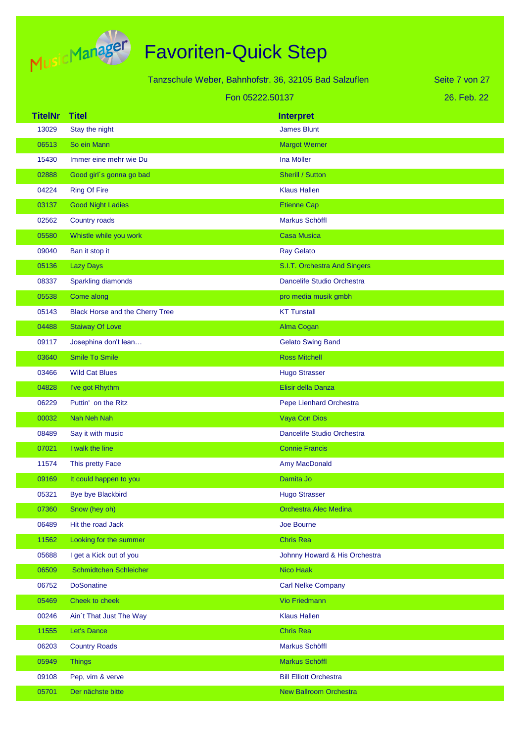# Favoriten-Quick Step

Tanzschule Weber, Bahnhofstr. 36, 32105 Bad Salzuflen

Fon 05222.50137

26. Feb. 22

| TitelNr | Titel | Interpret |
|---|---|---|
| 13029 | Stay the night | James Blunt |
| 06513 | So ein Mann | Margot Werner |
| 15430 | Immer eine mehr wie Du | Ina Möller |
| 02888 | Good girl´s gonna go bad | Sherill / Sutton |
| 04224 | Ring Of Fire | Klaus Hallen |
| 03137 | Good Night Ladies | Etienne Cap |
| 02562 | Country roads | Markus Schöffl |
| 05580 | Whistle while you work | Casa Musica |
| 09040 | Ban it stop it | Ray Gelato |
| 05136 | Lazy Days | S.I.T. Orchestra And Singers |
| 08337 | Sparkling diamonds | Dancelife Studio Orchestra |
| 05538 | Come along | pro media musik gmbh |
| 05143 | Black Horse and the Cherry Tree | KT Tunstall |
| 04488 | Staiway Of Love | Alma Cogan |
| 09117 | Josephina don't lean… | Gelato Swing Band |
| 03640 | Smile To Smile | Ross Mitchell |
| 03466 | Wild Cat Blues | Hugo Strasser |
| 04828 | I've got Rhythm | Elisir della Danza |
| 06229 | Puttin'  on the Ritz | Pepe Lienhard Orchestra |
| 00032 | Nah Neh Nah | Vaya Con Dios |
| 08489 | Say it with music | Dancelife Studio Orchestra |
| 07021 | I walk the line | Connie Francis |
| 11574 | This pretty Face | Amy MacDonald |
| 09169 | It could happen to you | Damita Jo |
| 05321 | Bye bye Blackbird | Hugo Strasser |
| 07360 | Snow (hey oh) | Orchestra Alec Medina |
| 06489 | Hit the road Jack | Joe Bourne |
| 11562 | Looking for the summer | Chris Rea |
| 05688 | I get a Kick out of you | Johnny Howard & His Orchestra |
| 06509 | Schmidtchen Schleicher | Nico Haak |
| 06752 | DoSonatine | Carl Nelke Company |
| 05469 | Cheek to cheek | Vio Friedmann |
| 00246 | Ain´t That Just The Way | Klaus Hallen |
| 11555 | Let's Dance | Chris Rea |
| 06203 | Country Roads | Markus Schöffl |
| 05949 | Things | Markus Schöffl |
| 09108 | Pep, vim & verve | Bill Elliott Orchestra |
| 05701 | Der nächste bitte | New Ballroom Orchestra |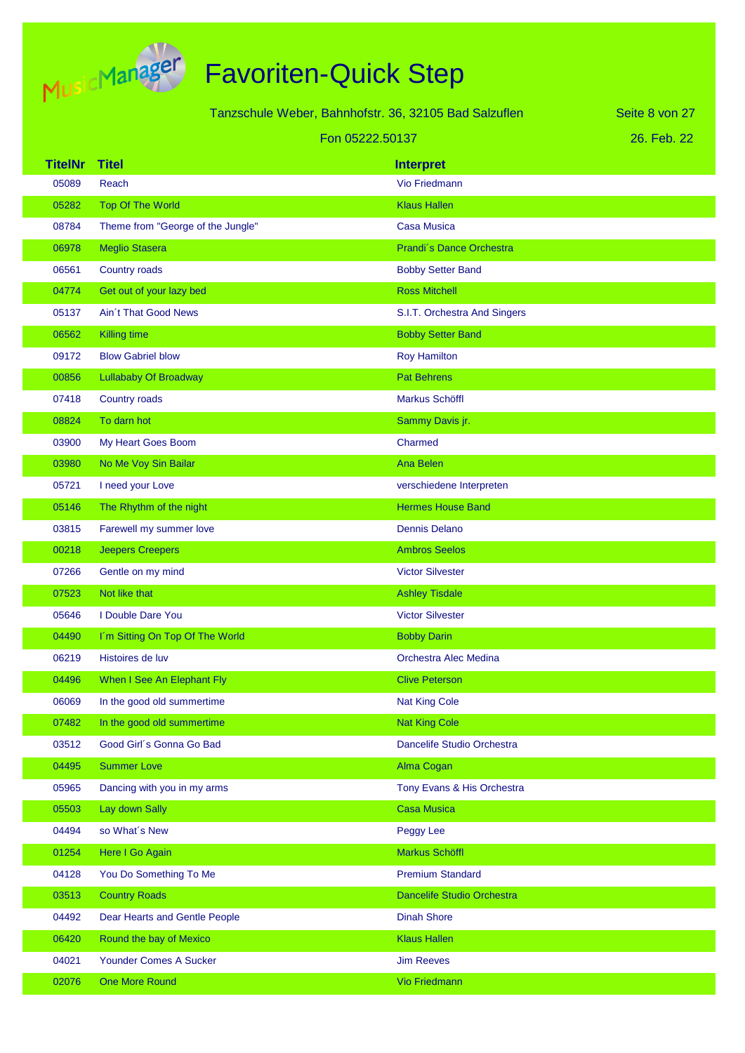# Favoriten-Quick Step

Tanzschule Weber, Bahnhofstr. 36, 32105 Bad Salzuflen

Fon 05222.50137

26. Feb. 22

| TitelNr | Titel | Interpret |
|---|---|---|
| 05089 | Reach | Vio Friedmann |
| 05282 | Top Of The World | Klaus Hallen |
| 08784 | Theme from "George of the Jungle" | Casa Musica |
| 06978 | Meglio Stasera | Prandi´s Dance Orchestra |
| 06561 | Country roads | Bobby Setter Band |
| 04774 | Get out of your lazy bed | Ross Mitchell |
| 05137 | Ain´t That Good News | S.I.T. Orchestra And Singers |
| 06562 | Killing time | Bobby Setter Band |
| 09172 | Blow Gabriel blow | Roy Hamilton |
| 00856 | Lullababy Of Broadway | Pat Behrens |
| 07418 | Country roads | Markus Schöffl |
| 08824 | To darn hot | Sammy Davis jr. |
| 03900 | My Heart Goes Boom | Charmed |
| 03980 | No Me Voy Sin Bailar | Ana Belen |
| 05721 | I need your Love | verschiedene Interpreten |
| 05146 | The Rhythm of the night | Hermes House Band |
| 03815 | Farewell my summer love | Dennis Delano |
| 00218 | Jeepers Creepers | Ambros Seelos |
| 07266 | Gentle on my mind | Victor Silvester |
| 07523 | Not like that | Ashley Tisdale |
| 05646 | I Double Dare You | Victor Silvester |
| 04490 | I´m Sitting On Top Of The World | Bobby Darin |
| 06219 | Histoires de luv | Orchestra Alec Medina |
| 04496 | When I See An Elephant Fly | Clive Peterson |
| 06069 | In the good old summertime | Nat King Cole |
| 07482 | In the good old summertime | Nat King Cole |
| 03512 | Good Girl´s Gonna Go Bad | Dancelife Studio Orchestra |
| 04495 | Summer Love | Alma Cogan |
| 05965 | Dancing with you in my arms | Tony Evans & His Orchestra |
| 05503 | Lay down Sally | Casa Musica |
| 04494 | so What´s New | Peggy Lee |
| 01254 | Here I Go Again | Markus Schöffl |
| 04128 | You Do Something To Me | Premium Standard |
| 03513 | Country Roads | Dancelife Studio Orchestra |
| 04492 | Dear Hearts and Gentle People | Dinah Shore |
| 06420 | Round the bay of Mexico | Klaus Hallen |
| 04021 | Younder Comes A Sucker | Jim Reeves |
| 02076 | One More Round | Vio Friedmann |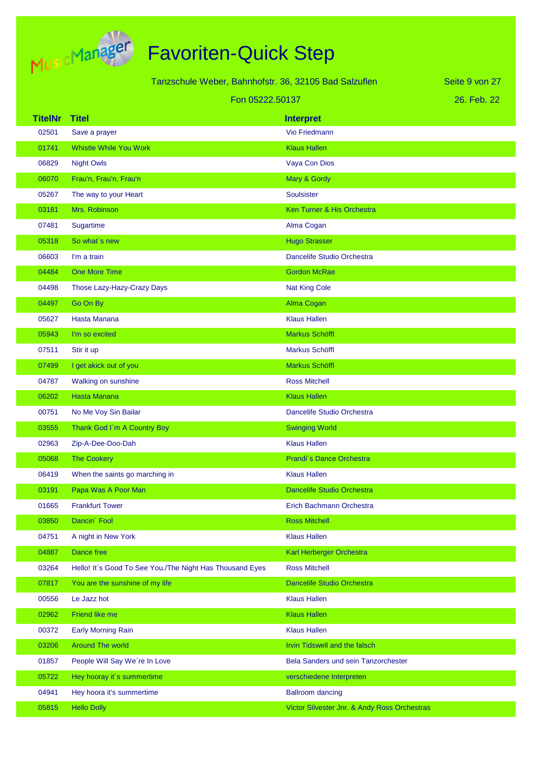# Favoriten-Quick Step

Tanzschule Weber, Bahnhofstr. 36, 32105 Bad Salzuflen

Fon 05222.50137

26. Feb. 22

| TitelNr | Titel | Interpret |
|---|---|---|
| 02501 | Save a prayer | Vio Friedmann |
| 01741 | Whistle While You Work | Klaus Hallen |
| 06829 | Night Owls | Vaya Con Dios |
| 06070 | Frau'n, Frau'n, Frau'n | Mary & Gordy |
| 05267 | The way to your Heart | Soulsister |
| 03181 | Mrs. Robinson | Ken Turner & His Orchestra |
| 07481 | Sugartime | Alma Cogan |
| 05318 | So what`s new | Hugo Strasser |
| 06603 | I'm a train | Dancelife Studio Orchestra |
| 04484 | One More Time | Gordon McRae |
| 04498 | Those Lazy-Hazy-Crazy Days | Nat King Cole |
| 04497 | Go On By | Alma Cogan |
| 05627 | Hasta Manana | Klaus Hallen |
| 05943 | I'm so excited | Markus Schöffl |
| 07511 | Stir it up | Markus Schöffl |
| 07499 | I get akick out of you | Markus Schöffl |
| 04787 | Walking on sunshine | Ross Mitchell |
| 06202 | Hasta Manana | Klaus Hallen |
| 00751 | No Me Voy Sin Bailar | Dancelife Studio Orchestra |
| 03555 | Thank God I´m A Country Boy | Swinging World |
| 02963 | Zip-A-Dee-Doo-Dah | Klaus Hallen |
| 05068 | The Cookery | Prandi´s Dance Orchestra |
| 06419 | When the saints go marching in | Klaus Hallen |
| 03191 | Papa Was A Poor Man | Dancelife Studio Orchestra |
| 01665 | Frankfurt Tower | Erich Bachmann Orchestra |
| 03850 | Dancin´ Fool | Ross Mitchell |
| 04751 | A night in New York | Klaus Hallen |
| 04887 | Dance free | Karl Herberger Orchestra |
| 03264 | Hello! It´s Good To See You./The Night Has Thousand Eyes | Ross Mitchell |
| 07817 | You are the sunshine of my life | Dancelife Studio Orchestra |
| 00556 | Le Jazz hot | Klaus Hallen |
| 02962 | Friend like me | Klaus Hallen |
| 00372 | Early Morning Rain | Klaus Hallen |
| 03206 | Around The world | Irvin Tidswell and the falsch |
| 01857 | People Will Say We´re In Love | Bela Sanders und sein Tanzorchester |
| 05722 | Hey hooray it´s summertime | verschiedene Interpreten |
| 04941 | Hey hoora it's summertime | Ballroom dancing |
| 05815 | Hello Dolly | Victor Silvester Jnr. & Andy Ross Orchestras |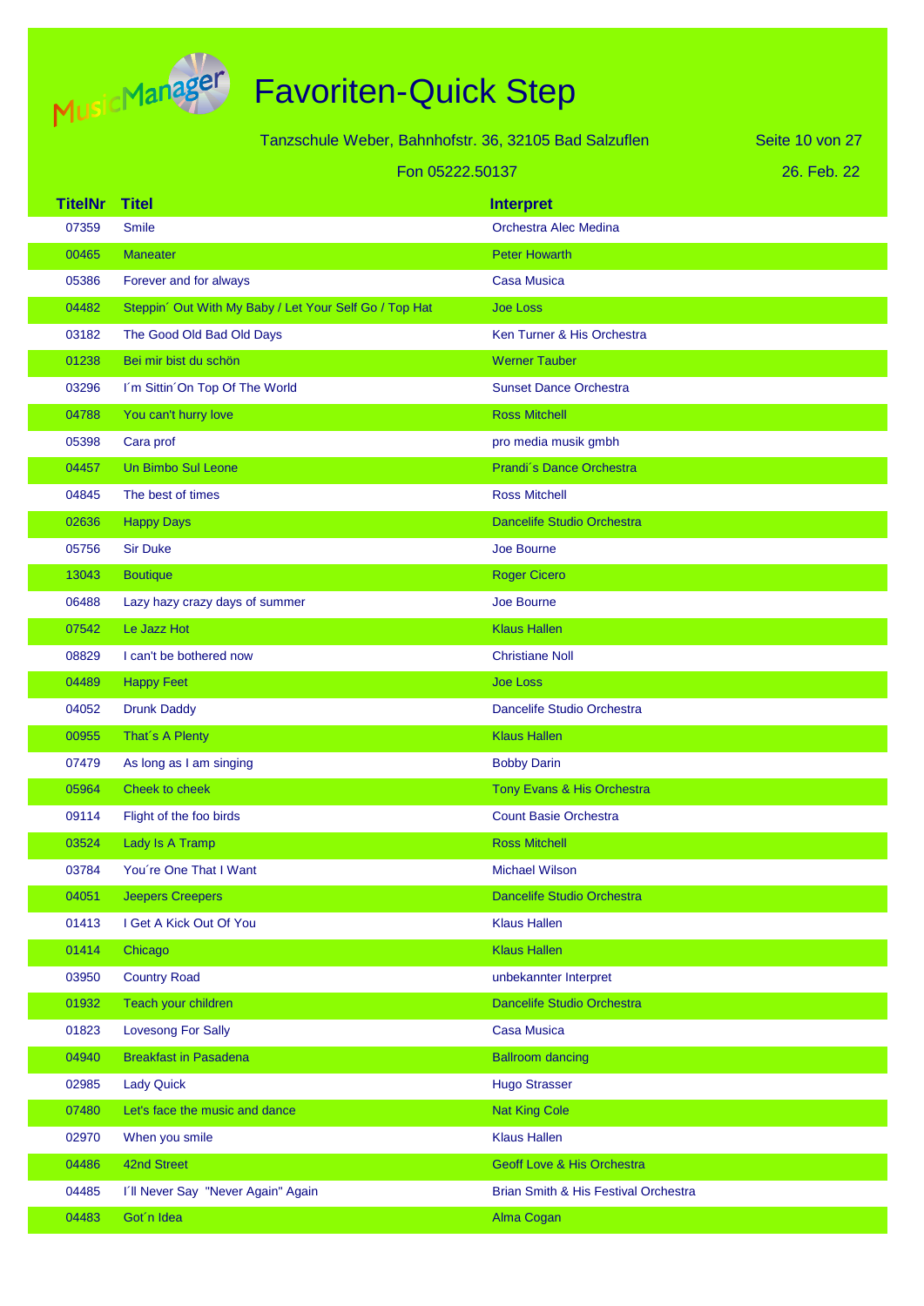# Favoriten-Quick Step

Tanzschule Weber, Bahnhofstr. 36, 32105 Bad Salzuflen

Fon 05222.50137

26. Feb. 22

| TitelNr | Titel | Interpret |
|---|---|---|
| 07359 | Smile | Orchestra Alec Medina |
| 00465 | Maneater | Peter Howarth |
| 05386 | Forever and for always | Casa Musica |
| 04482 | Steppin´ Out With My Baby / Let Your Self Go / Top Hat | Joe Loss |
| 03182 | The Good Old Bad Old Days | Ken Turner & His Orchestra |
| 01238 | Bei mir bist du schön | Werner Tauber |
| 03296 | I´m Sittin´On Top Of The World | Sunset Dance Orchestra |
| 04788 | You can't hurry love | Ross Mitchell |
| 05398 | Cara prof | pro media musik gmbh |
| 04457 | Un Bimbo Sul Leone | Prandi´s Dance Orchestra |
| 04845 | The best of times | Ross Mitchell |
| 02636 | Happy Days | Dancelife Studio Orchestra |
| 05756 | Sir Duke | Joe Bourne |
| 13043 | Boutique | Roger Cicero |
| 06488 | Lazy hazy crazy days of summer | Joe Bourne |
| 07542 | Le Jazz Hot | Klaus Hallen |
| 08829 | I can't be bothered now | Christiane Noll |
| 04489 | Happy Feet | Joe Loss |
| 04052 | Drunk Daddy | Dancelife Studio Orchestra |
| 00955 | That´s A Plenty | Klaus Hallen |
| 07479 | As long as I am singing | Bobby Darin |
| 05964 | Cheek to cheek | Tony Evans & His Orchestra |
| 09114 | Flight of the foo birds | Count Basie Orchestra |
| 03524 | Lady Is A Tramp | Ross Mitchell |
| 03784 | You´re One That I Want | Michael Wilson |
| 04051 | Jeepers Creepers | Dancelife Studio Orchestra |
| 01413 | I Get A Kick Out Of You | Klaus Hallen |
| 01414 | Chicago | Klaus Hallen |
| 03950 | Country Road | unbekannter Interpret |
| 01932 | Teach your children | Dancelife Studio Orchestra |
| 01823 | Lovesong For Sally | Casa Musica |
| 04940 | Breakfast in Pasadena | Ballroom dancing |
| 02985 | Lady Quick | Hugo Strasser |
| 07480 | Let's face the music and dance | Nat King Cole |
| 02970 | When you smile | Klaus Hallen |
| 04486 | 42nd Street | Geoff Love & His Orchestra |
| 04485 | I´ll Never Say "Never Again" Again | Brian Smith & His Festival Orchestra |
| 04483 | Got´n Idea | Alma Cogan |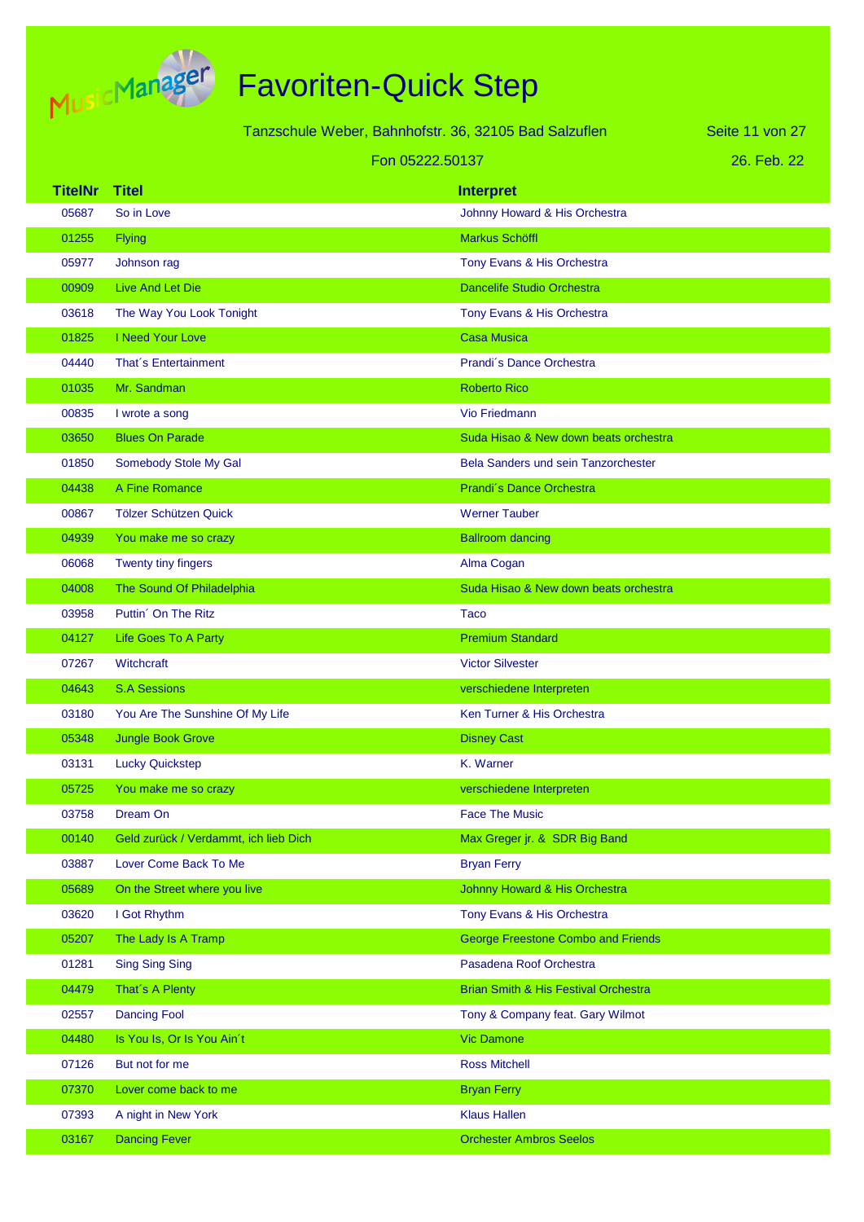# Favoriten-Quick Step

Tanzschule Weber, Bahnhofstr. 36, 32105 Bad Salzuflen

Fon 05222.50137

26. Feb. 22

| TitelNr | Titel | Interpret |
|---|---|---|
| 05687 | So in Love | Johnny Howard & His Orchestra |
| 01255 | Flying | Markus Schöffl |
| 05977 | Johnson rag | Tony Evans & His Orchestra |
| 00909 | Live And Let Die | Dancelife Studio Orchestra |
| 03618 | The Way You Look Tonight | Tony Evans & His Orchestra |
| 01825 | I Need Your Love | Casa Musica |
| 04440 | That´s Entertainment | Prandi´s Dance Orchestra |
| 01035 | Mr. Sandman | Roberto Rico |
| 00835 | I wrote a song | Vio Friedmann |
| 03650 | Blues On Parade | Suda Hisao & New down beats orchestra |
| 01850 | Somebody Stole My Gal | Bela Sanders und sein Tanzorchester |
| 04438 | A Fine Romance | Prandi´s Dance Orchestra |
| 00867 | Tölzer Schützen Quick | Werner Tauber |
| 04939 | You make me so crazy | Ballroom dancing |
| 06068 | Twenty tiny fingers | Alma Cogan |
| 04008 | The Sound Of Philadelphia | Suda Hisao & New down beats orchestra |
| 03958 | Puttin´ On The Ritz | Taco |
| 04127 | Life Goes To A Party | Premium Standard |
| 07267 | Witchcraft | Victor Silvester |
| 04643 | S.A Sessions | verschiedene Interpreten |
| 03180 | You Are The Sunshine Of My Life | Ken Turner & His Orchestra |
| 05348 | Jungle Book Grove | Disney Cast |
| 03131 | Lucky Quickstep | K. Warner |
| 05725 | You make me so crazy | verschiedene Interpreten |
| 03758 | Dream On | Face The Music |
| 00140 | Geld zurück / Verdammt, ich lieb Dich | Max Greger jr. & SDR Big Band |
| 03887 | Lover Come Back To Me | Bryan Ferry |
| 05689 | On the Street where you live | Johnny Howard & His Orchestra |
| 03620 | I Got Rhythm | Tony Evans & His Orchestra |
| 05207 | The Lady Is A Tramp | George Freestone Combo and Friends |
| 01281 | Sing Sing Sing | Pasadena Roof Orchestra |
| 04479 | That´s A Plenty | Brian Smith & His Festival Orchestra |
| 02557 | Dancing Fool | Tony & Company feat. Gary Wilmot |
| 04480 | Is You Is, Or Is You Ain´t | Vic Damone |
| 07126 | But not for me | Ross Mitchell |
| 07370 | Lover come back to me | Bryan Ferry |
| 07393 | A night in New York | Klaus Hallen |
| 03167 | Dancing Fever | Orchester Ambros Seelos |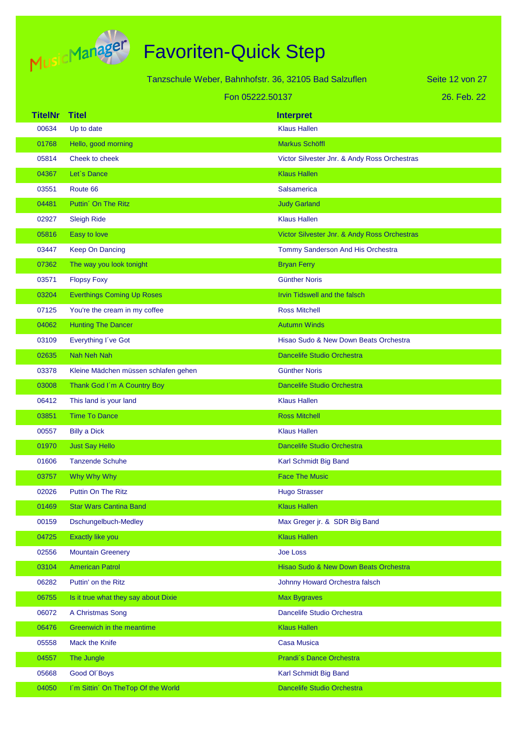# Favoriten-Quick Step

Tanzschule Weber, Bahnhofstr. 36, 32105 Bad Salzuflen

Fon 05222.50137

26. Feb. 22

| TitelNr | Titel | Interpret |
|---|---|---|
| 00634 | Up to date | Klaus Hallen |
| 01768 | Hello, good morning | Markus Schöffl |
| 05814 | Cheek to cheek | Victor Silvester Jnr. & Andy Ross Orchestras |
| 04367 | Let`s Dance | Klaus Hallen |
| 03551 | Route 66 | Salsamerica |
| 04481 | Puttin´ On The Ritz | Judy Garland |
| 02927 | Sleigh Ride | Klaus Hallen |
| 05816 | Easy to love | Victor Silvester Jnr. & Andy Ross Orchestras |
| 03447 | Keep On Dancing | Tommy Sanderson And His Orchestra |
| 07362 | The way you look tonight | Bryan Ferry |
| 03571 | Flopsy Foxy | Günther Noris |
| 03204 | Everthings Coming Up Roses | Irvin Tidswell and the falsch |
| 07125 | You're the cream in my coffee | Ross Mitchell |
| 04062 | Hunting The Dancer | Autumn Winds |
| 03109 | Everything I´ve Got | Hisao Sudo & New Down Beats Orchestra |
| 02635 | Nah Neh Nah | Dancelife Studio Orchestra |
| 03378 | Kleine Mädchen müssen schlafen gehen | Günther Noris |
| 03008 | Thank God I´m A Country Boy | Dancelife Studio Orchestra |
| 06412 | This land is your land | Klaus Hallen |
| 03851 | Time To Dance | Ross Mitchell |
| 00557 | Billy a Dick | Klaus Hallen |
| 01970 | Just Say Hello | Dancelife Studio Orchestra |
| 01606 | Tanzende Schuhe | Karl Schmidt Big Band |
| 03757 | Why Why Why | Face The Music |
| 02026 | Puttin On The Ritz | Hugo Strasser |
| 01469 | Star Wars Cantina Band | Klaus Hallen |
| 00159 | Dschungelbuch-Medley | Max Greger jr. & SDR Big Band |
| 04725 | Exactly like you | Klaus Hallen |
| 02556 | Mountain Greenery | Joe Loss |
| 03104 | American Patrol | Hisao Sudo & New Down Beats Orchestra |
| 06282 | Puttin' on the Ritz | Johnny Howard Orchestra falsch |
| 06755 | Is it true what they say about Dixie | Max Bygraves |
| 06072 | A Christmas Song | Dancelife Studio Orchestra |
| 06476 | Greenwich in the meantime | Klaus Hallen |
| 05558 | Mack the Knife | Casa Musica |
| 04557 | The Jungle | Prandi´s Dance Orchestra |
| 05668 | Good Ol´Boys | Karl Schmidt Big Band |
| 04050 | I´m Sittin´ On TheTop Of the World | Dancelife Studio Orchestra |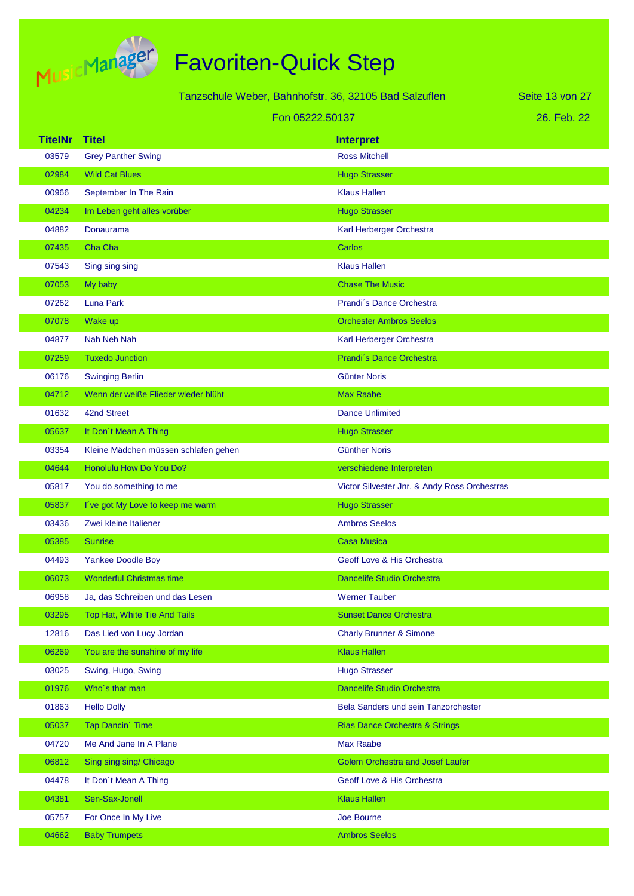# Favoriten-Quick Step

Tanzschule Weber, Bahnhofstr. 36, 32105 Bad Salzuflen

Fon 05222.50137

26. Feb. 22

| TitelNr | Titel | Interpret |
|---|---|---|
| 03579 | Grey Panther Swing | Ross Mitchell |
| 02984 | Wild Cat Blues | Hugo Strasser |
| 00966 | September In The Rain | Klaus Hallen |
| 04234 | Im Leben geht alles vorüber | Hugo Strasser |
| 04882 | Donaurama | Karl Herberger Orchestra |
| 07435 | Cha Cha | Carlos |
| 07543 | Sing sing sing | Klaus Hallen |
| 07053 | My baby | Chase The Music |
| 07262 | Luna Park | Prandi´s Dance Orchestra |
| 07078 | Wake up | Orchester Ambros Seelos |
| 04877 | Nah Neh Nah | Karl Herberger Orchestra |
| 07259 | Tuxedo Junction | Prandi´s Dance Orchestra |
| 06176 | Swinging Berlin | Günter Noris |
| 04712 | Wenn der weiße Flieder wieder blüht | Max Raabe |
| 01632 | 42nd Street | Dance Unlimited |
| 05637 | It Don´t Mean A Thing | Hugo Strasser |
| 03354 | Kleine Mädchen müssen schlafen gehen | Günther Noris |
| 04644 | Honolulu How Do You Do? | verschiedene Interpreten |
| 05817 | You do something to me | Victor Silvester Jnr. & Andy Ross Orchestras |
| 05837 | I´ve got My Love to keep me warm | Hugo Strasser |
| 03436 | Zwei kleine Italiener | Ambros Seelos |
| 05385 | Sunrise | Casa Musica |
| 04493 | Yankee Doodle Boy | Geoff Love & His Orchestra |
| 06073 | Wonderful Christmas time | Dancelife Studio Orchestra |
| 06958 | Ja, das Schreiben und das Lesen | Werner Tauber |
| 03295 | Top Hat, White Tie And Tails | Sunset Dance Orchestra |
| 12816 | Das Lied von Lucy Jordan | Charly Brunner & Simone |
| 06269 | You are the sunshine of my life | Klaus Hallen |
| 03025 | Swing, Hugo, Swing | Hugo Strasser |
| 01976 | Who´s that man | Dancelife Studio Orchestra |
| 01863 | Hello Dolly | Bela Sanders und sein Tanzorchester |
| 05037 | Tap Dancin´ Time | Rias Dance Orchestra & Strings |
| 04720 | Me And Jane In A Plane | Max Raabe |
| 06812 | Sing sing sing/ Chicago | Golem Orchestra and Josef Laufer |
| 04478 | It Don´t Mean A Thing | Geoff Love & His Orchestra |
| 04381 | Sen-Sax-Jonell | Klaus Hallen |
| 05757 | For Once In My Live | Joe Bourne |
| 04662 | Baby Trumpets | Ambros Seelos |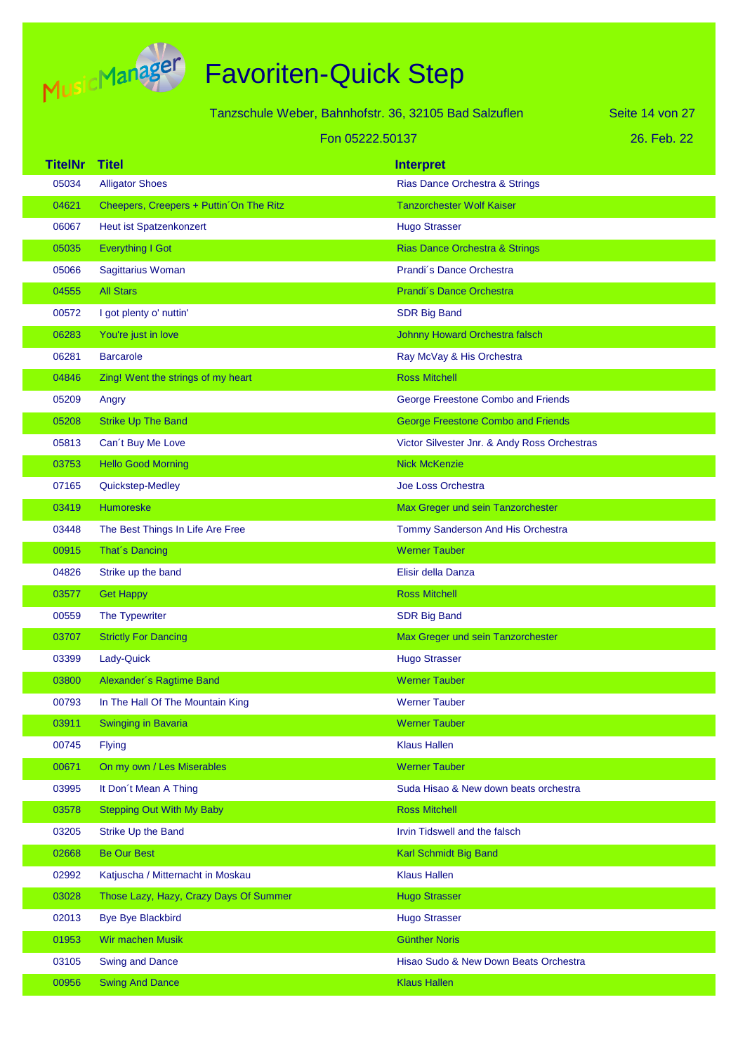# Favoriten-Quick Step

Tanzschule Weber, Bahnhofstr. 36, 32105 Bad Salzuflen

Fon 05222.50137

26. Feb. 22

| TitelNr | Titel | Interpret |
|---|---|---|
| 05034 | Alligator Shoes | Rias Dance Orchestra & Strings |
| 04621 | Cheepers, Creepers + Puttin´On The Ritz | Tanzorchester Wolf Kaiser |
| 06067 | Heut ist Spatzenkonzert | Hugo Strasser |
| 05035 | Everything I Got | Rias Dance Orchestra & Strings |
| 05066 | Sagittarius Woman | Prandi´s Dance Orchestra |
| 04555 | All Stars | Prandi´s Dance Orchestra |
| 00572 | I got plenty o' nuttin' | SDR Big Band |
| 06283 | You're just in love | Johnny Howard Orchestra falsch |
| 06281 | Barcarole | Ray McVay & His Orchestra |
| 04846 | Zing! Went the strings of my heart | Ross Mitchell |
| 05209 | Angry | George Freestone Combo and Friends |
| 05208 | Strike Up The Band | George Freestone Combo and Friends |
| 05813 | Can´t Buy Me Love | Victor Silvester Jnr. & Andy Ross Orchestras |
| 03753 | Hello Good Morning | Nick McKenzie |
| 07165 | Quickstep-Medley | Joe Loss Orchestra |
| 03419 | Humoreske | Max Greger und sein Tanzorchester |
| 03448 | The Best Things In Life Are Free | Tommy Sanderson And His Orchestra |
| 00915 | That´s Dancing | Werner Tauber |
| 04826 | Strike up the band | Elisir della Danza |
| 03577 | Get Happy | Ross Mitchell |
| 00559 | The Typewriter | SDR Big Band |
| 03707 | Strictly For Dancing | Max Greger und sein Tanzorchester |
| 03399 | Lady-Quick | Hugo Strasser |
| 03800 | Alexander´s Ragtime Band | Werner Tauber |
| 00793 | In The Hall Of The Mountain King | Werner Tauber |
| 03911 | Swinging in Bavaria | Werner Tauber |
| 00745 | Flying | Klaus Hallen |
| 00671 | On my own / Les Miserables | Werner Tauber |
| 03995 | It Don´t Mean A Thing | Suda Hisao & New down beats orchestra |
| 03578 | Stepping Out With My Baby | Ross Mitchell |
| 03205 | Strike Up the Band | Irvin Tidswell and the falsch |
| 02668 | Be Our Best | Karl Schmidt Big Band |
| 02992 | Katjuscha / Mitternacht in Moskau | Klaus Hallen |
| 03028 | Those Lazy, Hazy, Crazy Days Of Summer | Hugo Strasser |
| 02013 | Bye Bye Blackbird | Hugo Strasser |
| 01953 | Wir machen Musik | Günther Noris |
| 03105 | Swing and Dance | Hisao Sudo & New Down Beats Orchestra |
| 00956 | Swing And Dance | Klaus Hallen |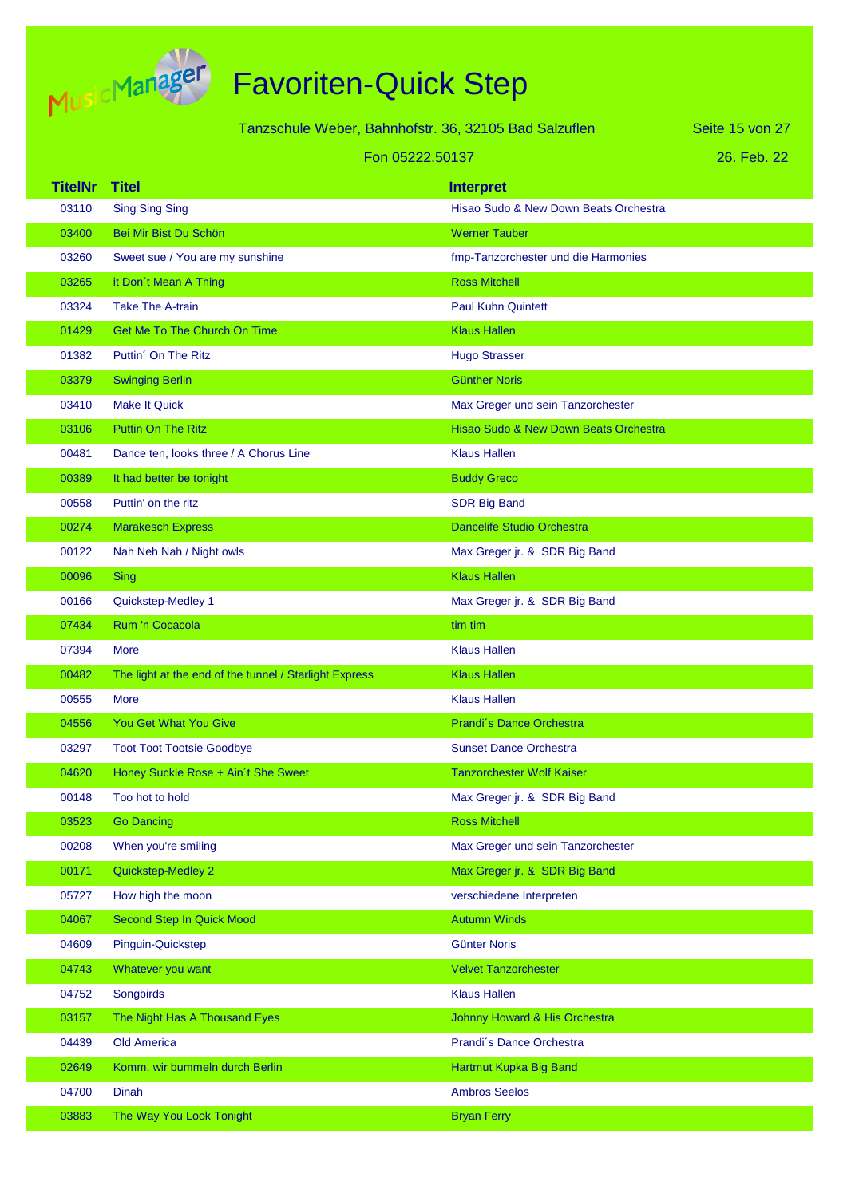# Favoriten-Quick Step

Tanzschule Weber, Bahnhofstr. 36, 32105 Bad Salzuflen

Fon 05222.50137

26. Feb. 22

| TitelNr | Titel | Interpret |
|---|---|---|
| 03110 | Sing Sing Sing | Hisao Sudo & New Down Beats Orchestra |
| 03400 | Bei Mir Bist Du Schön | Werner Tauber |
| 03260 | Sweet sue / You are my sunshine | fmp-Tanzorchester und die Harmonies |
| 03265 | it Don´t Mean A Thing | Ross Mitchell |
| 03324 | Take The A-train | Paul Kuhn Quintett |
| 01429 | Get Me To The Church On Time | Klaus Hallen |
| 01382 | Puttin´ On The Ritz | Hugo Strasser |
| 03379 | Swinging Berlin | Günther Noris |
| 03410 | Make It Quick | Max Greger und sein Tanzorchester |
| 03106 | Puttin On The Ritz | Hisao Sudo & New Down Beats Orchestra |
| 00481 | Dance ten, looks three / A Chorus Line | Klaus Hallen |
| 00389 | It had better be tonight | Buddy Greco |
| 00558 | Puttin' on the ritz | SDR Big Band |
| 00274 | Marakesch Express | Dancelife Studio Orchestra |
| 00122 | Nah Neh Nah / Night owls | Max Greger jr. & SDR Big Band |
| 00096 | Sing | Klaus Hallen |
| 00166 | Quickstep-Medley 1 | Max Greger jr. & SDR Big Band |
| 07434 | Rum 'n Cocacola | tim tim |
| 07394 | More | Klaus Hallen |
| 00482 | The light at the end of the tunnel / Starlight Express | Klaus Hallen |
| 00555 | More | Klaus Hallen |
| 04556 | You Get What You Give | Prandi´s Dance Orchestra |
| 03297 | Toot Toot Tootsie Goodbye | Sunset Dance Orchestra |
| 04620 | Honey Suckle Rose + Ain´t She Sweet | Tanzorchester Wolf Kaiser |
| 00148 | Too hot to hold | Max Greger jr. & SDR Big Band |
| 03523 | Go Dancing | Ross Mitchell |
| 00208 | When you're smiling | Max Greger und sein Tanzorchester |
| 00171 | Quickstep-Medley 2 | Max Greger jr. & SDR Big Band |
| 05727 | How high the moon | verschiedene Interpreten |
| 04067 | Second Step In Quick Mood | Autumn Winds |
| 04609 | Pinguin-Quickstep | Günter Noris |
| 04743 | Whatever you want | Velvet Tanzorchester |
| 04752 | Songbirds | Klaus Hallen |
| 03157 | The Night Has A Thousand Eyes | Johnny Howard & His Orchestra |
| 04439 | Old America | Prandi´s Dance Orchestra |
| 02649 | Komm, wir bummeln durch Berlin | Hartmut Kupka Big Band |
| 04700 | Dinah | Ambros Seelos |
| 03883 | The Way You Look Tonight | Bryan Ferry |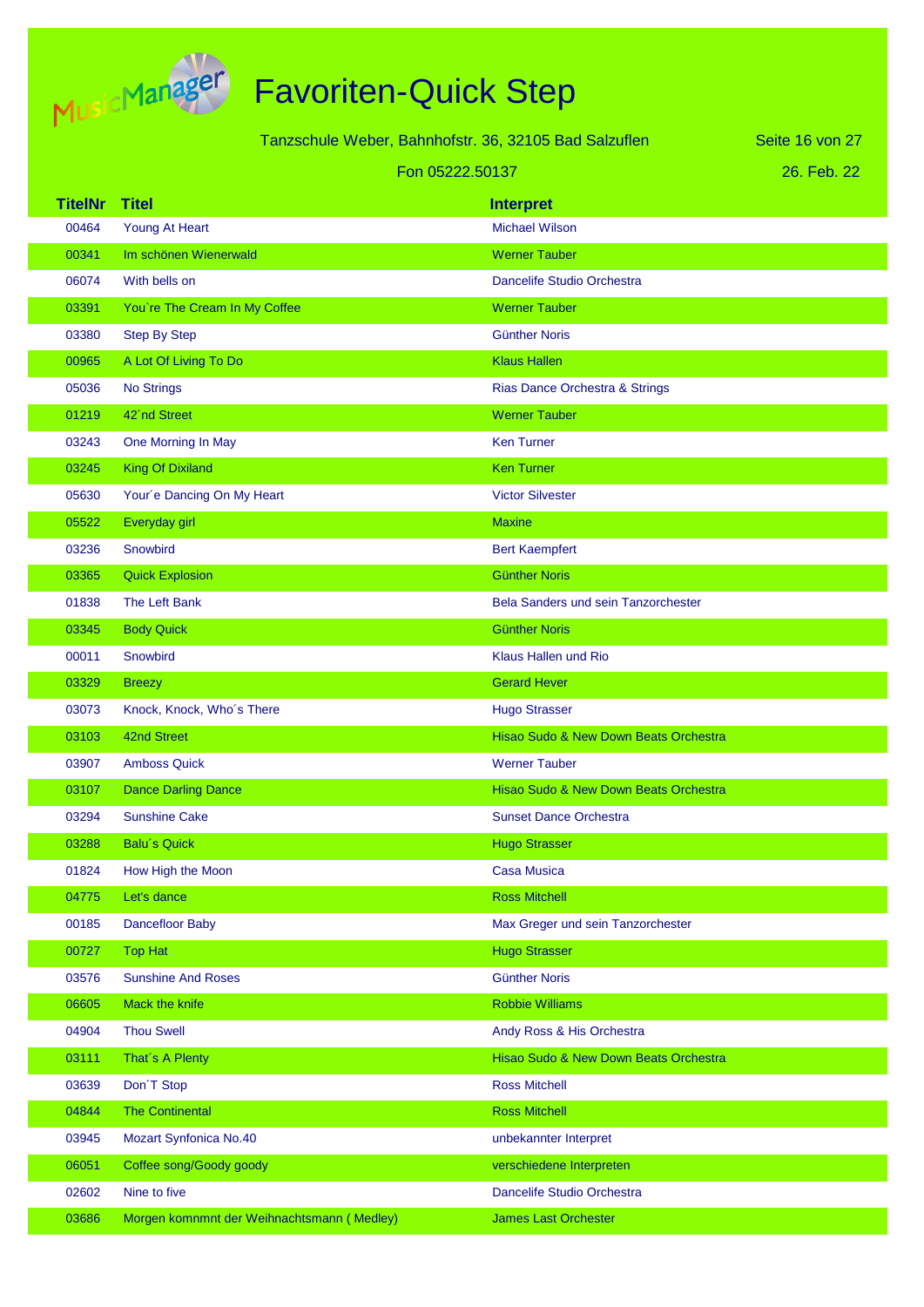# Favoriten-Quick Step

Tanzschule Weber, Bahnhofstr. 36, 32105 Bad Salzuflen

Fon 05222.50137

26. Feb. 22

| TitelNr | Titel | Interpret |
|---|---|---|
| 00464 | Young At Heart | Michael Wilson |
| 00341 | Im schönen Wienerwald | Werner Tauber |
| 06074 | With bells on | Dancelife Studio Orchestra |
| 03391 | You`re The Cream In My Coffee | Werner Tauber |
| 03380 | Step By Step | Günther Noris |
| 00965 | A Lot Of Living To Do | Klaus Hallen |
| 05036 | No Strings | Rias Dance Orchestra & Strings |
| 01219 | 42´nd Street | Werner Tauber |
| 03243 | One Morning In May | Ken Turner |
| 03245 | King Of Dixiland | Ken Turner |
| 05630 | Your´e Dancing On My Heart | Victor Silvester |
| 05522 | Everyday girl | Maxine |
| 03236 | Snowbird | Bert Kaempfert |
| 03365 | Quick Explosion | Günther Noris |
| 01838 | The Left Bank | Bela Sanders und sein Tanzorchester |
| 03345 | Body Quick | Günther Noris |
| 00011 | Snowbird | Klaus Hallen und Rio |
| 03329 | Breezy | Gerard Hever |
| 03073 | Knock, Knock, Who´s There | Hugo Strasser |
| 03103 | 42nd Street | Hisao Sudo & New Down Beats Orchestra |
| 03907 | Amboss Quick | Werner Tauber |
| 03107 | Dance Darling Dance | Hisao Sudo & New Down Beats Orchestra |
| 03294 | Sunshine Cake | Sunset Dance Orchestra |
| 03288 | Balu´s Quick | Hugo Strasser |
| 01824 | How High the Moon | Casa Musica |
| 04775 | Let's dance | Ross Mitchell |
| 00185 | Dancefloor Baby | Max Greger und sein Tanzorchester |
| 00727 | Top Hat | Hugo Strasser |
| 03576 | Sunshine And Roses | Günther Noris |
| 06605 | Mack the knife | Robbie Williams |
| 04904 | Thou Swell | Andy Ross & His Orchestra |
| 03111 | That´s A Plenty | Hisao Sudo & New Down Beats Orchestra |
| 03639 | Don´T Stop | Ross Mitchell |
| 04844 | The Continental | Ross Mitchell |
| 03945 | Mozart Synfonica No.40 | unbekannter Interpret |
| 06051 | Coffee song/Goody goody | verschiedene Interpreten |
| 02602 | Nine to five | Dancelife Studio Orchestra |
| 03686 | Morgen komnmnt der Weihnachtsmann ( Medley) | James Last Orchester |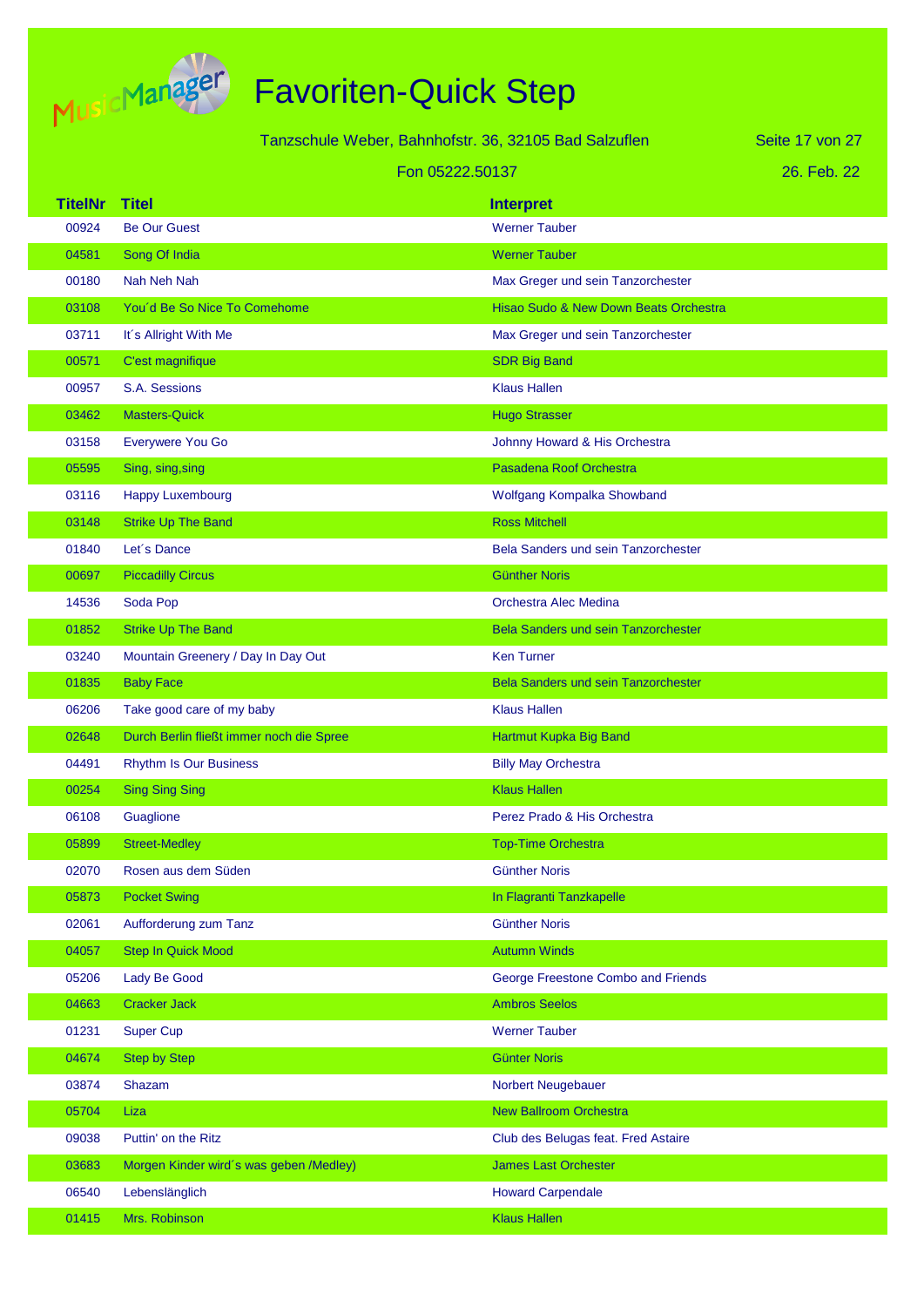# Favoriten-Quick Step

Tanzschule Weber, Bahnhofstr. 36, 32105 Bad Salzuflen

Fon 05222.50137

26. Feb. 22

| TitelNr | Titel | Interpret |
|---|---|---|
| 00924 | Be Our Guest | Werner Tauber |
| 04581 | Song Of India | Werner Tauber |
| 00180 | Nah Neh Nah | Max Greger und sein Tanzorchester |
| 03108 | You´d Be So Nice To Comehome | Hisao Sudo & New Down Beats Orchestra |
| 03711 | It´s Allright With Me | Max Greger und sein Tanzorchester |
| 00571 | C'est magnifique | SDR Big Band |
| 00957 | S.A. Sessions | Klaus Hallen |
| 03462 | Masters-Quick | Hugo Strasser |
| 03158 | Everywere You Go | Johnny Howard & His Orchestra |
| 05595 | Sing, sing,sing | Pasadena Roof Orchestra |
| 03116 | Happy Luxembourg | Wolfgang Kompalka Showband |
| 03148 | Strike Up The Band | Ross Mitchell |
| 01840 | Let´s Dance | Bela Sanders und sein Tanzorchester |
| 00697 | Piccadilly Circus | Günther Noris |
| 14536 | Soda Pop | Orchestra Alec Medina |
| 01852 | Strike Up The Band | Bela Sanders und sein Tanzorchester |
| 03240 | Mountain Greenery / Day In Day Out | Ken Turner |
| 01835 | Baby Face | Bela Sanders und sein Tanzorchester |
| 06206 | Take good care of my baby | Klaus Hallen |
| 02648 | Durch Berlin fließt immer noch die Spree | Hartmut Kupka Big Band |
| 04491 | Rhythm Is Our Business | Billy May Orchestra |
| 00254 | Sing Sing Sing | Klaus Hallen |
| 06108 | Guaglione | Perez Prado & His Orchestra |
| 05899 | Street-Medley | Top-Time Orchestra |
| 02070 | Rosen aus dem Süden | Günther Noris |
| 05873 | Pocket Swing | In Flagranti Tanzkapelle |
| 02061 | Aufforderung zum Tanz | Günther Noris |
| 04057 | Step In Quick Mood | Autumn Winds |
| 05206 | Lady Be Good | George Freestone Combo and Friends |
| 04663 | Cracker Jack | Ambros Seelos |
| 01231 | Super Cup | Werner Tauber |
| 04674 | Step by Step | Günter Noris |
| 03874 | Shazam | Norbert Neugebauer |
| 05704 | Liza | New Ballroom Orchestra |
| 09038 | Puttin' on the Ritz | Club des Belugas feat. Fred Astaire |
| 03683 | Morgen Kinder wird´s was geben /Medley) | James Last Orchester |
| 06540 | Lebenslänglich | Howard Carpendale |
| 01415 | Mrs. Robinson | Klaus Hallen |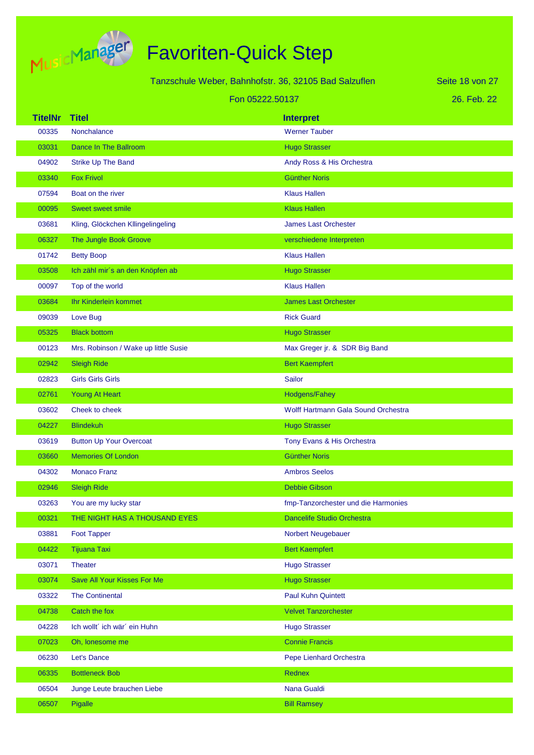# Favoriten-Quick Step

Tanzschule Weber, Bahnhofstr. 36, 32105 Bad Salzuflen

Fon 05222.50137

26. Feb. 22

| TitelNr | Titel | Interpret |
|---|---|---|
| 00335 | Nonchalance | Werner Tauber |
| 03031 | Dance In The Ballroom | Hugo Strasser |
| 04902 | Strike Up The Band | Andy Ross & His Orchestra |
| 03340 | Fox Frivol | Günther Noris |
| 07594 | Boat on the river | Klaus Hallen |
| 00095 | Sweet sweet smile | Klaus Hallen |
| 03681 | Kling, Glöckchen Kllingelingeling | James Last Orchester |
| 06327 | The Jungle Book Groove | verschiedene Interpreten |
| 01742 | Betty Boop | Klaus Hallen |
| 03508 | Ich zähl mir´s an den Knöpfen ab | Hugo Strasser |
| 00097 | Top of the world | Klaus Hallen |
| 03684 | Ihr Kinderlein kommet | James Last Orchester |
| 09039 | Love Bug | Rick Guard |
| 05325 | Black bottom | Hugo Strasser |
| 00123 | Mrs. Robinson / Wake up little Susie | Max Greger jr. & SDR Big Band |
| 02942 | Sleigh Ride | Bert Kaempfert |
| 02823 | Girls Girls Girls | Sailor |
| 02761 | Young At Heart | Hodgens/Fahey |
| 03602 | Cheek to cheek | Wolff Hartmann Gala Sound Orchestra |
| 04227 | Blindekuh | Hugo Strasser |
| 03619 | Button Up Your Overcoat | Tony Evans & His Orchestra |
| 03660 | Memories Of London | Günther Noris |
| 04302 | Monaco Franz | Ambros Seelos |
| 02946 | Sleigh Ride | Debbie Gibson |
| 03263 | You are my lucky star | fmp-Tanzorchester und die Harmonies |
| 00321 | THE NIGHT HAS A THOUSAND EYES | Dancelife Studio Orchestra |
| 03881 | Foot Tapper | Norbert Neugebauer |
| 04422 | Tijuana Taxi | Bert Kaempfert |
| 03071 | Theater | Hugo Strasser |
| 03074 | Save All Your Kisses For Me | Hugo Strasser |
| 03322 | The Continental | Paul Kuhn Quintett |
| 04738 | Catch the fox | Velvet Tanzorchester |
| 04228 | Ich wollt´ ich wär´ ein Huhn | Hugo Strasser |
| 07023 | Oh, lonesome me | Connie Francis |
| 06230 | Let's Dance | Pepe Lienhard Orchestra |
| 06335 | Bottleneck Bob | Rednex |
| 06504 | Junge Leute brauchen Liebe | Nana Gualdi |
| 06507 | Pigalle | Bill Ramsey |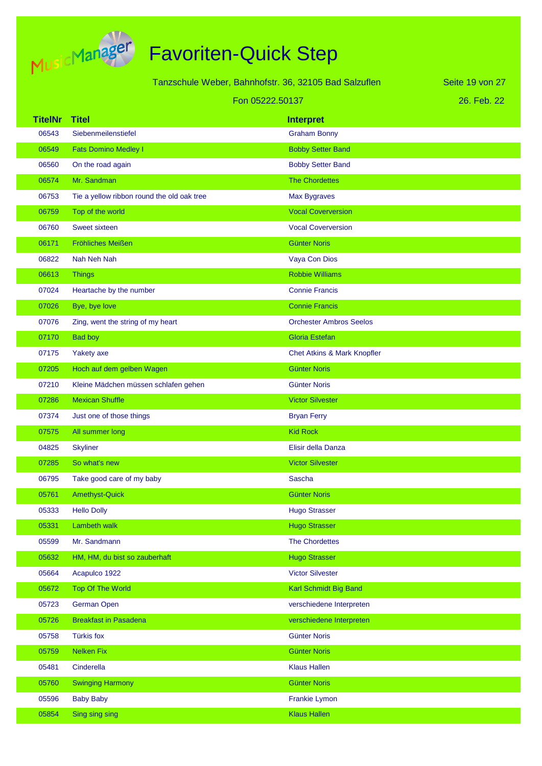# Favoriten-Quick Step

Tanzschule Weber, Bahnhofstr. 36, 32105 Bad Salzuflen

Fon 05222.50137

26. Feb. 22

| TitelNr | Titel | Interpret |
|---|---|---|
| 06543 | Siebenmeilenstiefel | Graham Bonny |
| 06549 | Fats Domino Medley I | Bobby Setter Band |
| 06560 | On the road again | Bobby Setter Band |
| 06574 | Mr. Sandman | The Chordettes |
| 06753 | Tie a yellow ribbon round the old oak tree | Max Bygraves |
| 06759 | Top of the world | Vocal Coverversion |
| 06760 | Sweet sixteen | Vocal Coverversion |
| 06171 | Fröhliches Meißen | Günter Noris |
| 06822 | Nah Neh Nah | Vaya Con Dios |
| 06613 | Things | Robbie Williams |
| 07024 | Heartache by the number | Connie Francis |
| 07026 | Bye, bye love | Connie Francis |
| 07076 | Zing, went the string of my heart | Orchester Ambros Seelos |
| 07170 | Bad boy | Gloria Estefan |
| 07175 | Yakety axe | Chet Atkins & Mark Knopfler |
| 07205 | Hoch auf dem gelben Wagen | Günter Noris |
| 07210 | Kleine Mädchen müssen schlafen gehen | Günter Noris |
| 07286 | Mexican Shuffle | Victor Silvester |
| 07374 | Just one of those things | Bryan Ferry |
| 07575 | All summer long | Kid Rock |
| 04825 | Skyliner | Elisir della Danza |
| 07285 | So what's new | Victor Silvester |
| 06795 | Take good care of my baby | Sascha |
| 05761 | Amethyst-Quick | Günter Noris |
| 05333 | Hello Dolly | Hugo Strasser |
| 05331 | Lambeth walk | Hugo Strasser |
| 05599 | Mr. Sandmann | The Chordettes |
| 05632 | HM, HM, du bist so zauberhaft | Hugo Strasser |
| 05664 | Acapulco 1922 | Victor Silvester |
| 05672 | Top Of The World | Karl Schmidt Big Band |
| 05723 | German Open | verschiedene Interpreten |
| 05726 | Breakfast in Pasadena | verschiedene Interpreten |
| 05758 | Türkis fox | Günter Noris |
| 05759 | Nelken Fix | Günter Noris |
| 05481 | Cinderella | Klaus Hallen |
| 05760 | Swinging Harmony | Günter Noris |
| 05596 | Baby Baby | Frankie Lymon |
| 05854 | Sing sing sing | Klaus Hallen |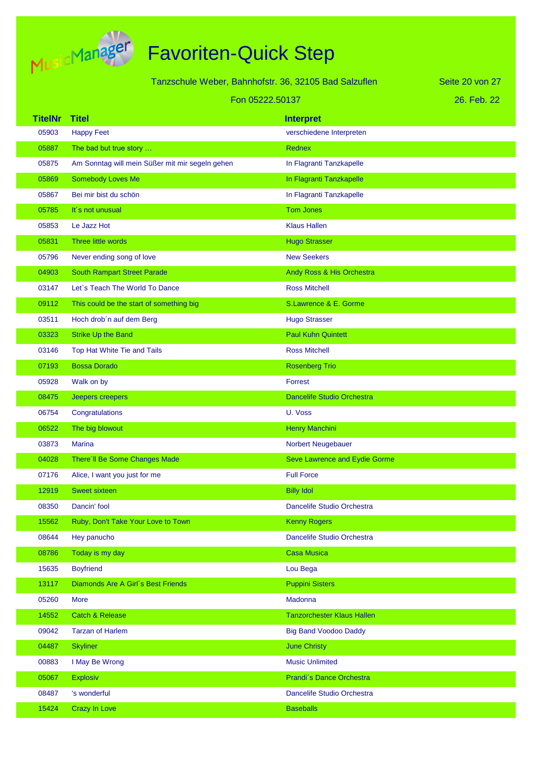# Favoriten-Quick Step

Tanzschule Weber, Bahnhofstr. 36, 32105 Bad Salzuflen

Fon 05222.50137

26. Feb. 22

| TitelNr | Titel | Interpret |
|---|---|---|
| 05903 | Happy Feet | verschiedene Interpreten |
| 05887 | The bad but true story … | Rednex |
| 05875 | Am Sonntag will mein Süßer mit mir segeln gehen | In Flagranti Tanzkapelle |
| 05869 | Somebody Loves Me | In Flagranti Tanzkapelle |
| 05867 | Bei mir bist du schön | In Flagranti Tanzkapelle |
| 05785 | It´s not unusual | Tom Jones |
| 05853 | Le Jazz Hot | Klaus Hallen |
| 05831 | Three little words | Hugo Strasser |
| 05796 | Never ending song of love | New Seekers |
| 04903 | South Rampart Street Parade | Andy Ross & His Orchestra |
| 03147 | Let`s Teach The World To Dance | Ross Mitchell |
| 09112 | This could be the start of something big | S.Lawrence & E. Gorme |
| 03511 | Hoch drob´n auf dem Berg | Hugo Strasser |
| 03323 | Strike Up the Band | Paul Kuhn Quintett |
| 03146 | Top Hat White Tie and Tails | Ross Mitchell |
| 07193 | Bossa Dorado | Rosenberg Trio |
| 05928 | Walk on by | Forrest |
| 08475 | Jeepers creepers | Dancelife Studio Orchestra |
| 06754 | Congratulations | U. Voss |
| 06522 | The big blowout | Henry Manchini |
| 03873 | Marina | Norbert Neugebauer |
| 04028 | There´ll Be Some Changes Made | Seve Lawrence and Eydie Gorme |
| 07176 | Alice, I want you just for me | Full Force |
| 12919 | Sweet sixteen | Billy Idol |
| 08350 | Dancin' fool | Dancelife Studio Orchestra |
| 15562 | Ruby, Don't Take Your Love to Town | Kenny Rogers |
| 08644 | Hey panucho | Dancelife Studio Orchestra |
| 08786 | Today is my day | Casa Musica |
| 15635 | Boyfriend | Lou Bega |
| 13117 | Diamonds Are A Girl´s Best Friends | Puppini Sisters |
| 05260 | More | Madonna |
| 14552 | Catch & Release | Tanzorchester Klaus Hallen |
| 09042 | Tarzan of Harlem | Big Band Voodoo Daddy |
| 04487 | Skyliner | June Christy |
| 00883 | I May Be Wrong | Music Unlimited |
| 05067 | Explosiv | Prandi´s Dance Orchestra |
| 08487 | 's wonderful | Dancelife Studio Orchestra |
| 15424 | Crazy In Love | Baseballs |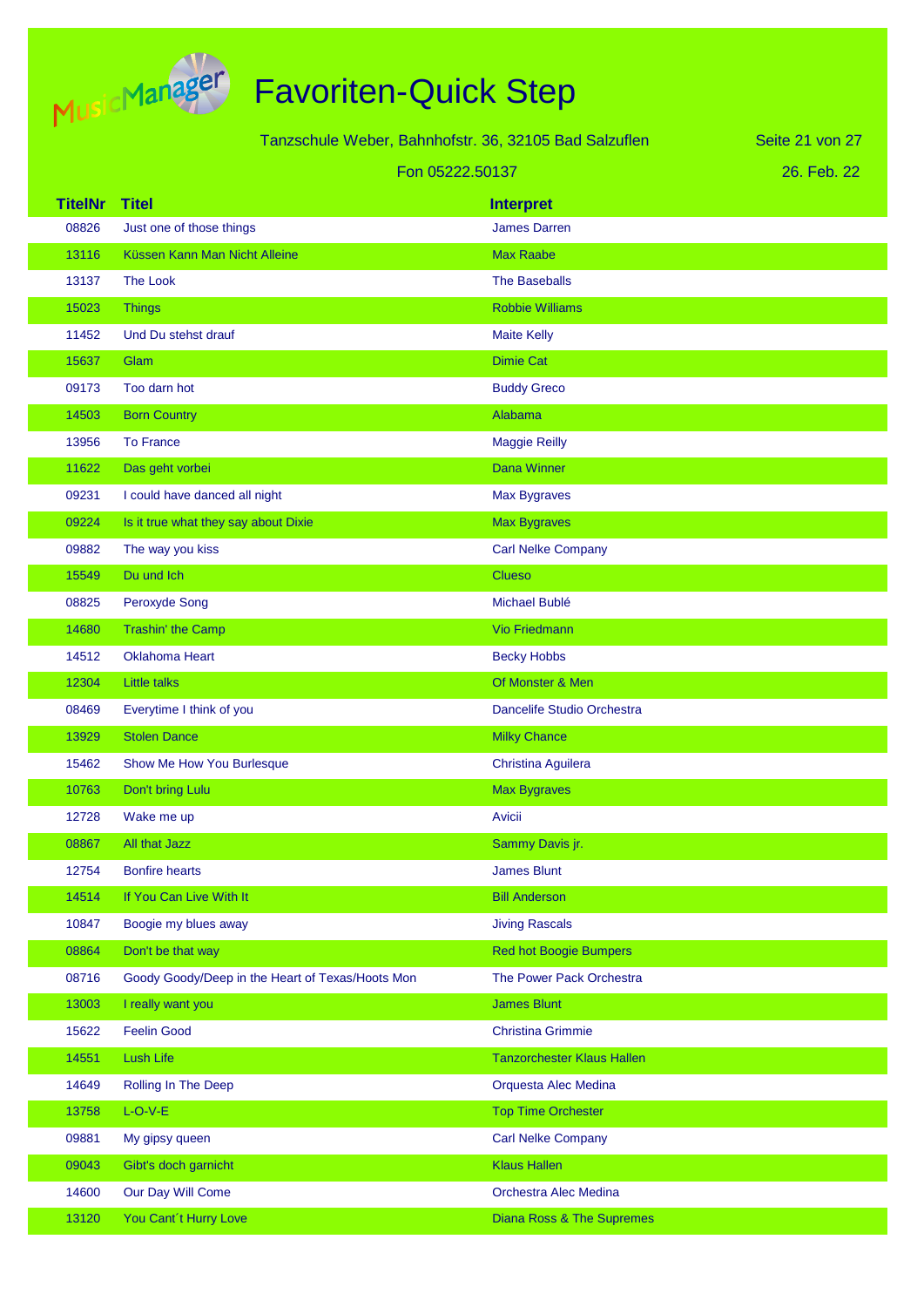# Favoriten-Quick Step

Tanzschule Weber, Bahnhofstr. 36, 32105 Bad Salzuflen

Fon 05222.50137

26. Feb. 22

| TitelNr | Titel | Interpret |
|---|---|---|
| 08826 | Just one of those things | James Darren |
| 13116 | Küssen Kann Man Nicht Alleine | Max Raabe |
| 13137 | The Look | The Baseballs |
| 15023 | Things | Robbie Williams |
| 11452 | Und Du stehst drauf | Maite Kelly |
| 15637 | Glam | Dimie Cat |
| 09173 | Too darn hot | Buddy Greco |
| 14503 | Born Country | Alabama |
| 13956 | To France | Maggie Reilly |
| 11622 | Das geht vorbei | Dana Winner |
| 09231 | I could have danced all night | Max Bygraves |
| 09224 | Is it true what they say about Dixie | Max Bygraves |
| 09882 | The way you kiss | Carl Nelke Company |
| 15549 | Du und Ich | Clueso |
| 08825 | Peroxyde Song | Michael Bublé |
| 14680 | Trashin' the Camp | Vio Friedmann |
| 14512 | Oklahoma Heart | Becky Hobbs |
| 12304 | Little talks | Of Monster & Men |
| 08469 | Everytime I think of you | Dancelife Studio Orchestra |
| 13929 | Stolen Dance | Milky Chance |
| 15462 | Show Me How You Burlesque | Christina Aguilera |
| 10763 | Don't bring Lulu | Max Bygraves |
| 12728 | Wake me up | Avicii |
| 08867 | All that Jazz | Sammy Davis jr. |
| 12754 | Bonfire hearts | James Blunt |
| 14514 | If You Can Live With It | Bill Anderson |
| 10847 | Boogie my blues away | Jiving Rascals |
| 08864 | Don't be that way | Red hot Boogie Bumpers |
| 08716 | Goody Goody/Deep in the Heart of Texas/Hoots Mon | The Power Pack Orchestra |
| 13003 | I really want you | James Blunt |
| 15622 | Feelin Good | Christina Grimmie |
| 14551 | Lush Life | Tanzorchester Klaus Hallen |
| 14649 | Rolling In The Deep | Orquesta Alec Medina |
| 13758 | L-O-V-E | Top Time Orchester |
| 09881 | My gipsy queen | Carl Nelke Company |
| 09043 | Gibt's doch garnicht | Klaus Hallen |
| 14600 | Our Day Will Come | Orchestra Alec Medina |
| 13120 | You Cant´t Hurry Love | Diana Ross & The Supremes |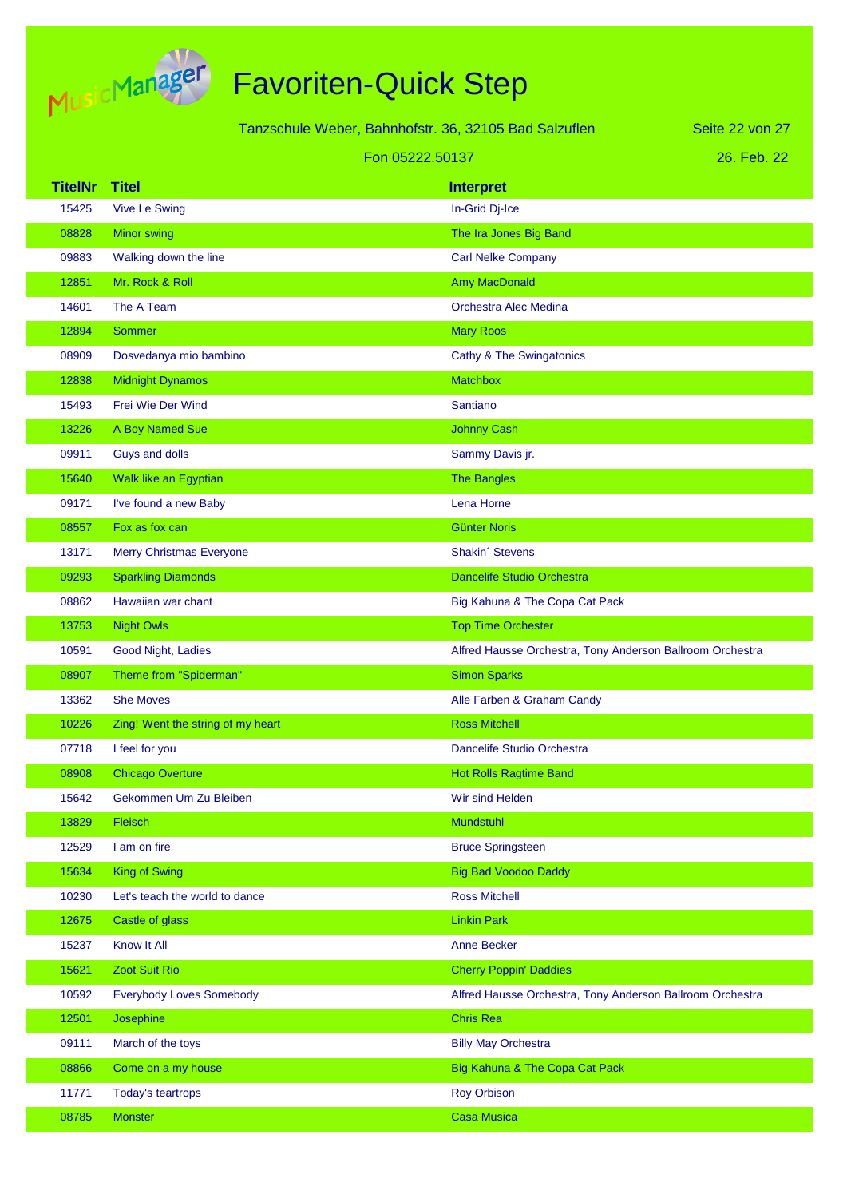# Favoriten-Quick Step

Tanzschule Weber, Bahnhofstr. 36, 32105 Bad Salzuflen

Fon 05222.50137

26. Feb. 22

| TitelNr | Titel | Interpret |
|---|---|---|
| 15425 | Vive Le Swing | In-Grid Dj-Ice |
| 08828 | Minor swing | The Ira Jones Big Band |
| 09883 | Walking down the line | Carl Nelke Company |
| 12851 | Mr. Rock & Roll | Amy MacDonald |
| 14601 | The A Team | Orchestra Alec Medina |
| 12894 | Sommer | Mary Roos |
| 08909 | Dosvedanya mio bambino | Cathy & The Swingatonics |
| 12838 | Midnight Dynamos | Matchbox |
| 15493 | Frei Wie Der Wind | Santiano |
| 13226 | A Boy Named Sue | Johnny Cash |
| 09911 | Guys and dolls | Sammy Davis jr. |
| 15640 | Walk like an Egyptian | The Bangles |
| 09171 | I've found a new Baby | Lena Horne |
| 08557 | Fox as fox can | Günter Noris |
| 13171 | Merry Christmas Everyone | Shakin´ Stevens |
| 09293 | Sparkling Diamonds | Dancelife Studio Orchestra |
| 08862 | Hawaiian war chant | Big Kahuna & The Copa Cat Pack |
| 13753 | Night Owls | Top Time Orchester |
| 10591 | Good Night, Ladies | Alfred Hausse Orchestra, Tony Anderson Ballroom Orchestra |
| 08907 | Theme from "Spiderman" | Simon Sparks |
| 13362 | She Moves | Alle Farben & Graham Candy |
| 10226 | Zing! Went the string of my heart | Ross Mitchell |
| 07718 | I feel for you | Dancelife Studio Orchestra |
| 08908 | Chicago Overture | Hot Rolls Ragtime Band |
| 15642 | Gekommen Um Zu Bleiben | Wir sind Helden |
| 13829 | Fleisch | Mundstuhl |
| 12529 | I am on fire | Bruce Springsteen |
| 15634 | King of Swing | Big Bad Voodoo Daddy |
| 10230 | Let's teach the world to dance | Ross Mitchell |
| 12675 | Castle of glass | Linkin Park |
| 15237 | Know It All | Anne Becker |
| 15621 | Zoot Suit Rio | Cherry Poppin' Daddies |
| 10592 | Everybody Loves Somebody | Alfred Hausse Orchestra, Tony Anderson Ballroom Orchestra |
| 12501 | Josephine | Chris Rea |
| 09111 | March of the toys | Billy May Orchestra |
| 08866 | Come on a my house | Big Kahuna & The Copa Cat Pack |
| 11771 | Today's teartrops | Roy Orbison |
| 08785 | Monster | Casa Musica |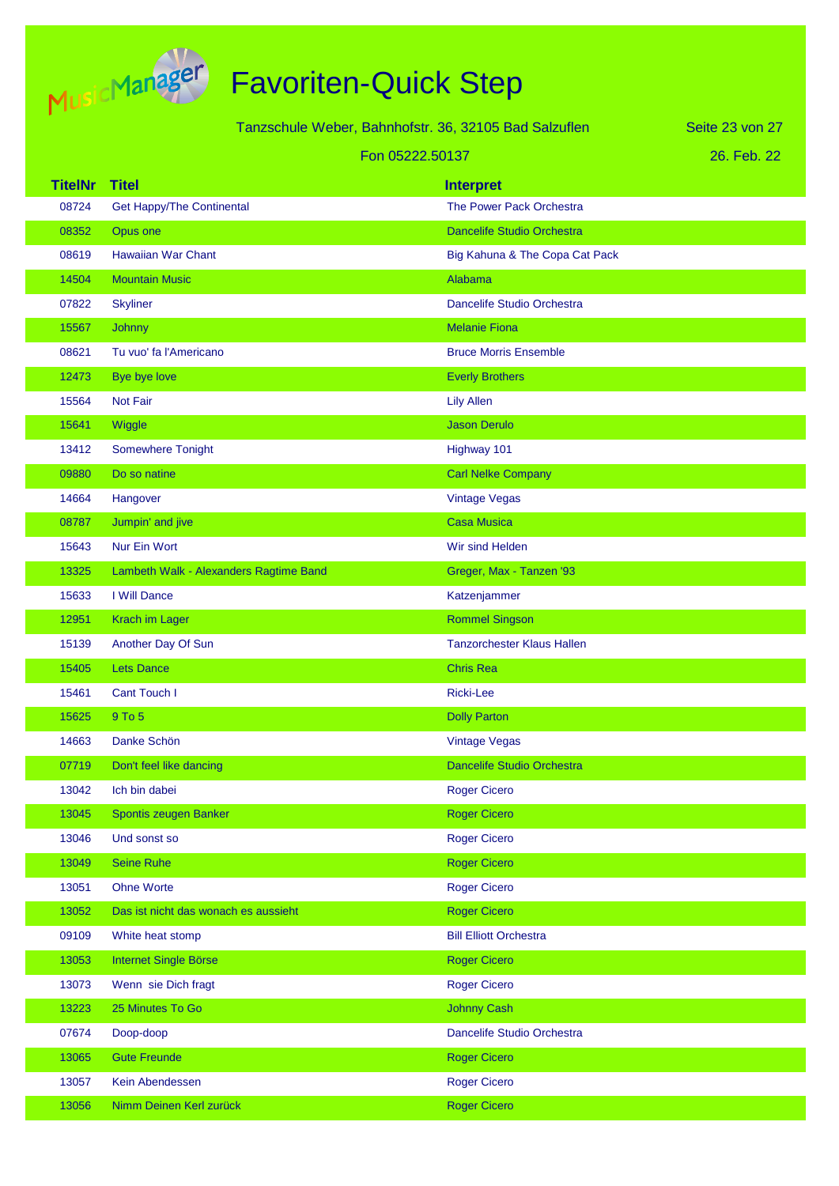# Favoriten-Quick Step

Tanzschule Weber, Bahnhofstr. 36, 32105 Bad Salzuflen

Fon 05222.50137

26. Feb. 22

| TitelNr | Titel | Interpret |
|---|---|---|
| 08724 | Get Happy/The Continental | The Power Pack Orchestra |
| 08352 | Opus one | Dancelife Studio Orchestra |
| 08619 | Hawaiian War Chant | Big Kahuna & The Copa Cat Pack |
| 14504 | Mountain Music | Alabama |
| 07822 | Skyliner | Dancelife Studio Orchestra |
| 15567 | Johnny | Melanie Fiona |
| 08621 | Tu vuo' fa l'Americano | Bruce Morris Ensemble |
| 12473 | Bye bye love | Everly Brothers |
| 15564 | Not Fair | Lily Allen |
| 15641 | Wiggle | Jason Derulo |
| 13412 | Somewhere Tonight | Highway 101 |
| 09880 | Do so natine | Carl Nelke Company |
| 14664 | Hangover | Vintage Vegas |
| 08787 | Jumpin' and jive | Casa Musica |
| 15643 | Nur Ein Wort | Wir sind Helden |
| 13325 | Lambeth Walk - Alexanders Ragtime Band | Greger, Max - Tanzen '93 |
| 15633 | I Will Dance | Katzenjammer |
| 12951 | Krach im Lager | Rommel Singson |
| 15139 | Another Day Of Sun | Tanzorchester Klaus Hallen |
| 15405 | Lets Dance | Chris Rea |
| 15461 | Cant Touch I | Ricki-Lee |
| 15625 | 9 To 5 | Dolly Parton |
| 14663 | Danke Schön | Vintage Vegas |
| 07719 | Don't feel like dancing | Dancelife Studio Orchestra |
| 13042 | Ich bin dabei | Roger Cicero |
| 13045 | Spontis zeugen Banker | Roger Cicero |
| 13046 | Und sonst so | Roger Cicero |
| 13049 | Seine Ruhe | Roger Cicero |
| 13051 | Ohne Worte | Roger Cicero |
| 13052 | Das ist nicht das wonach es aussieht | Roger Cicero |
| 09109 | White heat stomp | Bill Elliott Orchestra |
| 13053 | Internet Single Börse | Roger Cicero |
| 13073 | Wenn sie Dich fragt | Roger Cicero |
| 13223 | 25 Minutes To Go | Johnny Cash |
| 07674 | Doop-doop | Dancelife Studio Orchestra |
| 13065 | Gute Freunde | Roger Cicero |
| 13057 | Kein Abendessen | Roger Cicero |
| 13056 | Nimm Deinen Kerl zurück | Roger Cicero |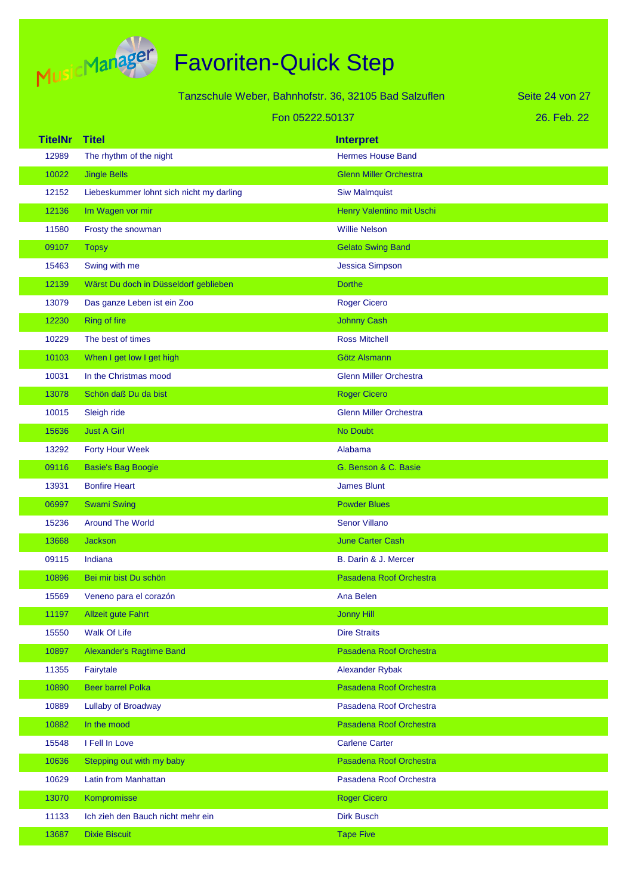# Favoriten-Quick Step

Tanzschule Weber, Bahnhofstr. 36, 32105 Bad Salzuflen

Fon 05222.50137

26. Feb. 22

| TitelNr | Titel | Interpret |
|---|---|---|
| 12989 | The rhythm of the night | Hermes House Band |
| 10022 | Jingle Bells | Glenn Miller Orchestra |
| 12152 | Liebeskummer lohnt sich nicht my darling | Siw Malmquist |
| 12136 | Im Wagen vor mir | Henry Valentino mit Uschi |
| 11580 | Frosty the snowman | Willie Nelson |
| 09107 | Topsy | Gelato Swing Band |
| 15463 | Swing with me | Jessica Simpson |
| 12139 | Wärst Du doch in Düsseldorf geblieben | Dorthe |
| 13079 | Das ganze Leben ist ein Zoo | Roger Cicero |
| 12230 | Ring of fire | Johnny Cash |
| 10229 | The best of times | Ross Mitchell |
| 10103 | When I get low I get high | Götz Alsmann |
| 10031 | In the Christmas mood | Glenn Miller Orchestra |
| 13078 | Schön daß Du da bist | Roger Cicero |
| 10015 | Sleigh ride | Glenn Miller Orchestra |
| 15636 | Just A Girl | No Doubt |
| 13292 | Forty Hour Week | Alabama |
| 09116 | Basie's Bag Boogie | G. Benson & C. Basie |
| 13931 | Bonfire Heart | James Blunt |
| 06997 | Swami Swing | Powder Blues |
| 15236 | Around The World | Senor Villano |
| 13668 | Jackson | June Carter Cash |
| 09115 | Indiana | B. Darin & J. Mercer |
| 10896 | Bei mir bist Du schön | Pasadena Roof Orchestra |
| 15569 | Veneno para el corazón | Ana Belen |
| 11197 | Allzeit gute Fahrt | Jonny Hill |
| 15550 | Walk Of Life | Dire Straits |
| 10897 | Alexander's Ragtime Band | Pasadena Roof Orchestra |
| 11355 | Fairytale | Alexander Rybak |
| 10890 | Beer barrel Polka | Pasadena Roof Orchestra |
| 10889 | Lullaby of Broadway | Pasadena Roof Orchestra |
| 10882 | In the mood | Pasadena Roof Orchestra |
| 15548 | I Fell In Love | Carlene Carter |
| 10636 | Stepping out with my baby | Pasadena Roof Orchestra |
| 10629 | Latin from Manhattan | Pasadena Roof Orchestra |
| 13070 | Kompromisse | Roger Cicero |
| 11133 | Ich zieh den Bauch nicht mehr ein | Dirk Busch |
| 13687 | Dixie Biscuit | Tape Five |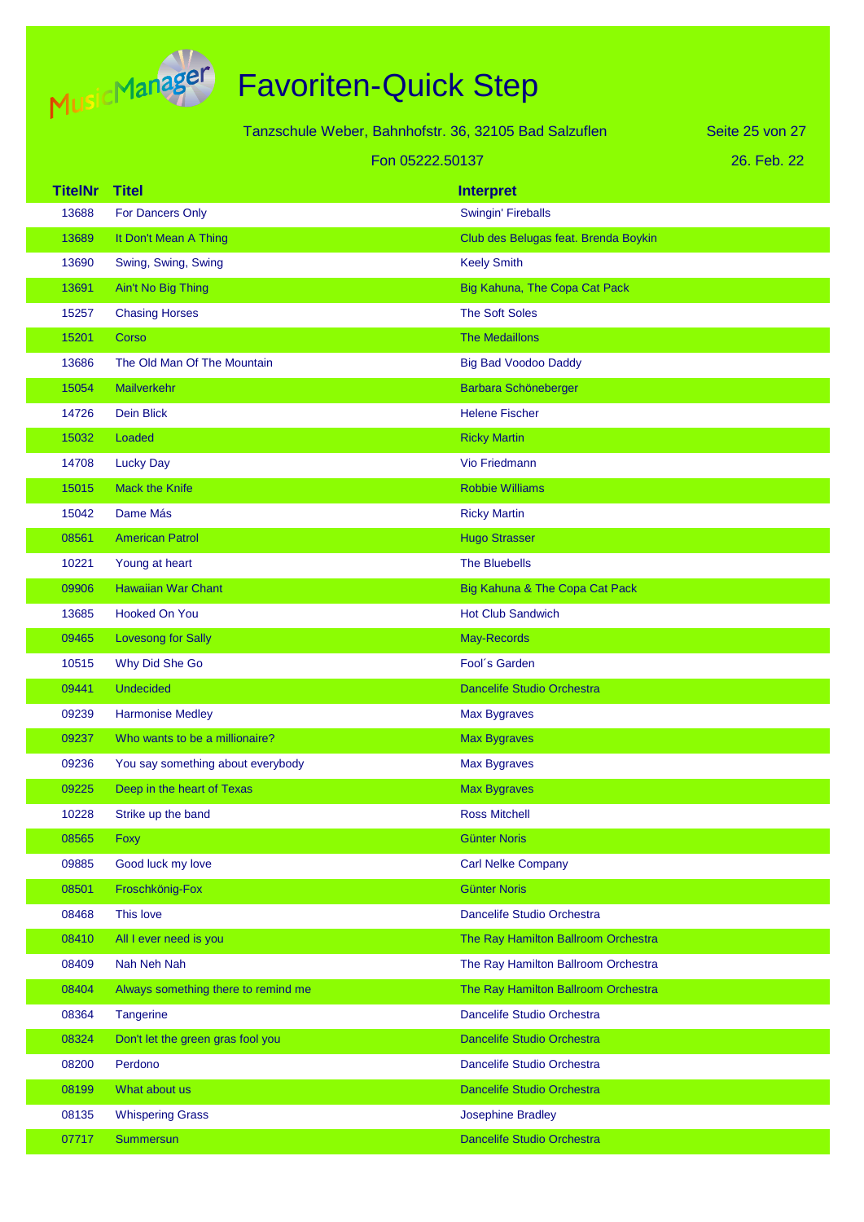# Favoriten-Quick Step

Tanzschule Weber, Bahnhofstr. 36, 32105 Bad Salzuflen

Fon 05222.50137

26. Feb. 22

| TitelNr | Titel | Interpret |
|---|---|---|
| 13688 | For Dancers Only | Swingin' Fireballs |
| 13689 | It Don't Mean A Thing | Club des Belugas feat. Brenda Boykin |
| 13690 | Swing, Swing, Swing | Keely Smith |
| 13691 | Ain't No Big Thing | Big Kahuna, The Copa Cat Pack |
| 15257 | Chasing Horses | The Soft Soles |
| 15201 | Corso | The Medaillons |
| 13686 | The Old Man Of The Mountain | Big Bad Voodoo Daddy |
| 15054 | Mailverkehr | Barbara Schöneberger |
| 14726 | Dein Blick | Helene Fischer |
| 15032 | Loaded | Ricky Martin |
| 14708 | Lucky Day | Vio Friedmann |
| 15015 | Mack the Knife | Robbie Williams |
| 15042 | Dame Más | Ricky Martin |
| 08561 | American Patrol | Hugo Strasser |
| 10221 | Young at heart | The Bluebells |
| 09906 | Hawaiian War Chant | Big Kahuna & The Copa Cat Pack |
| 13685 | Hooked On You | Hot Club Sandwich |
| 09465 | Lovesong for Sally | May-Records |
| 10515 | Why Did She Go | Fool´s Garden |
| 09441 | Undecided | Dancelife Studio Orchestra |
| 09239 | Harmonise Medley | Max Bygraves |
| 09237 | Who wants to be a millionaire? | Max Bygraves |
| 09236 | You say something about everybody | Max Bygraves |
| 09225 | Deep in the heart of Texas | Max Bygraves |
| 10228 | Strike up the band | Ross Mitchell |
| 08565 | Foxy | Günter Noris |
| 09885 | Good luck my love | Carl Nelke Company |
| 08501 | Froschkönig-Fox | Günter Noris |
| 08468 | This love | Dancelife Studio Orchestra |
| 08410 | All I ever need is you | The Ray Hamilton Ballroom Orchestra |
| 08409 | Nah Neh Nah | The Ray Hamilton Ballroom Orchestra |
| 08404 | Always something there to remind me | The Ray Hamilton Ballroom Orchestra |
| 08364 | Tangerine | Dancelife Studio Orchestra |
| 08324 | Don't let the green gras fool you | Dancelife Studio Orchestra |
| 08200 | Perdono | Dancelife Studio Orchestra |
| 08199 | What about us | Dancelife Studio Orchestra |
| 08135 | Whispering Grass | Josephine Bradley |
| 07717 | Summersun | Dancelife Studio Orchestra |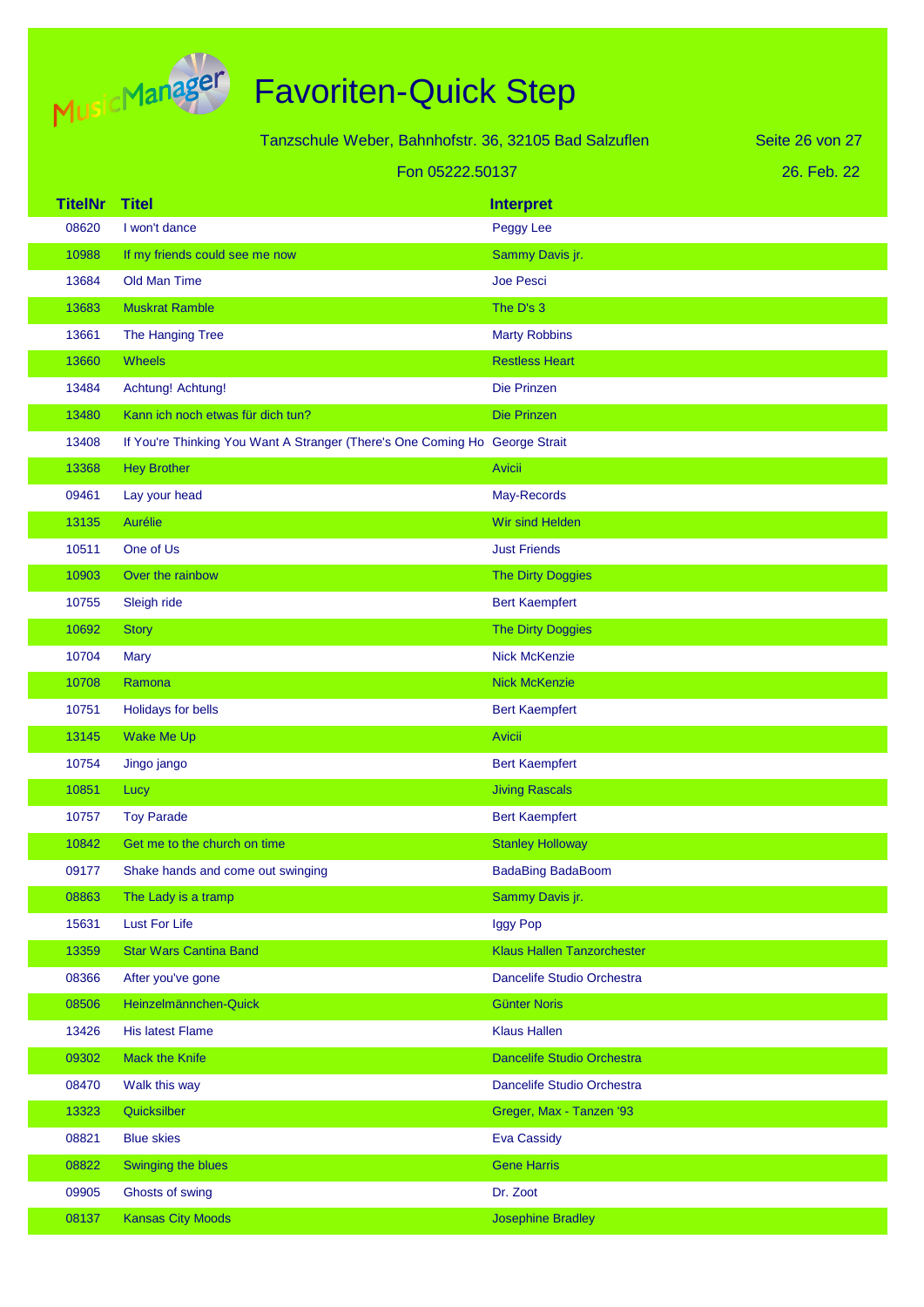# Favoriten-Quick Step

Tanzschule Weber, Bahnhofstr. 36, 32105 Bad Salzuflen

Fon 05222.50137

26. Feb. 22

| TitelNr | Titel | Interpret |
|---|---|---|
| 08620 | I won't dance | Peggy Lee |
| 10988 | If my friends could see me now | Sammy Davis jr. |
| 13684 | Old Man Time | Joe Pesci |
| 13683 | Muskrat Ramble | The D's 3 |
| 13661 | The Hanging Tree | Marty Robbins |
| 13660 | Wheels | Restless Heart |
| 13484 | Achtung! Achtung! | Die Prinzen |
| 13480 | Kann ich noch etwas für dich tun? | Die Prinzen |
| 13408 | If You're Thinking You Want A Stranger (There's One Coming Ho | George Strait |
| 13368 | Hey Brother | Avicii |
| 09461 | Lay your head | May-Records |
| 13135 | Aurélie | Wir sind Helden |
| 10511 | One of Us | Just Friends |
| 10903 | Over the rainbow | The Dirty Doggies |
| 10755 | Sleigh ride | Bert Kaempfert |
| 10692 | Story | The Dirty Doggies |
| 10704 | Mary | Nick McKenzie |
| 10708 | Ramona | Nick McKenzie |
| 10751 | Holidays for bells | Bert Kaempfert |
| 13145 | Wake Me Up | Avicii |
| 10754 | Jingo jango | Bert Kaempfert |
| 10851 | Lucy | Jiving Rascals |
| 10757 | Toy Parade | Bert Kaempfert |
| 10842 | Get me to the church on time | Stanley Holloway |
| 09177 | Shake hands and come out swinging | BadaBing BadaBoom |
| 08863 | The Lady is a tramp | Sammy Davis jr. |
| 15631 | Lust For Life | Iggy Pop |
| 13359 | Star Wars Cantina Band | Klaus Hallen Tanzorchester |
| 08366 | After you've gone | Dancelife Studio Orchestra |
| 08506 | Heinzelmännchen-Quick | Günter Noris |
| 13426 | His latest Flame | Klaus Hallen |
| 09302 | Mack the Knife | Dancelife Studio Orchestra |
| 08470 | Walk this way | Dancelife Studio Orchestra |
| 13323 | Quicksilber | Greger, Max - Tanzen '93 |
| 08821 | Blue skies | Eva Cassidy |
| 08822 | Swinging the blues | Gene Harris |
| 09905 | Ghosts of swing | Dr. Zoot |
| 08137 | Kansas City Moods | Josephine Bradley |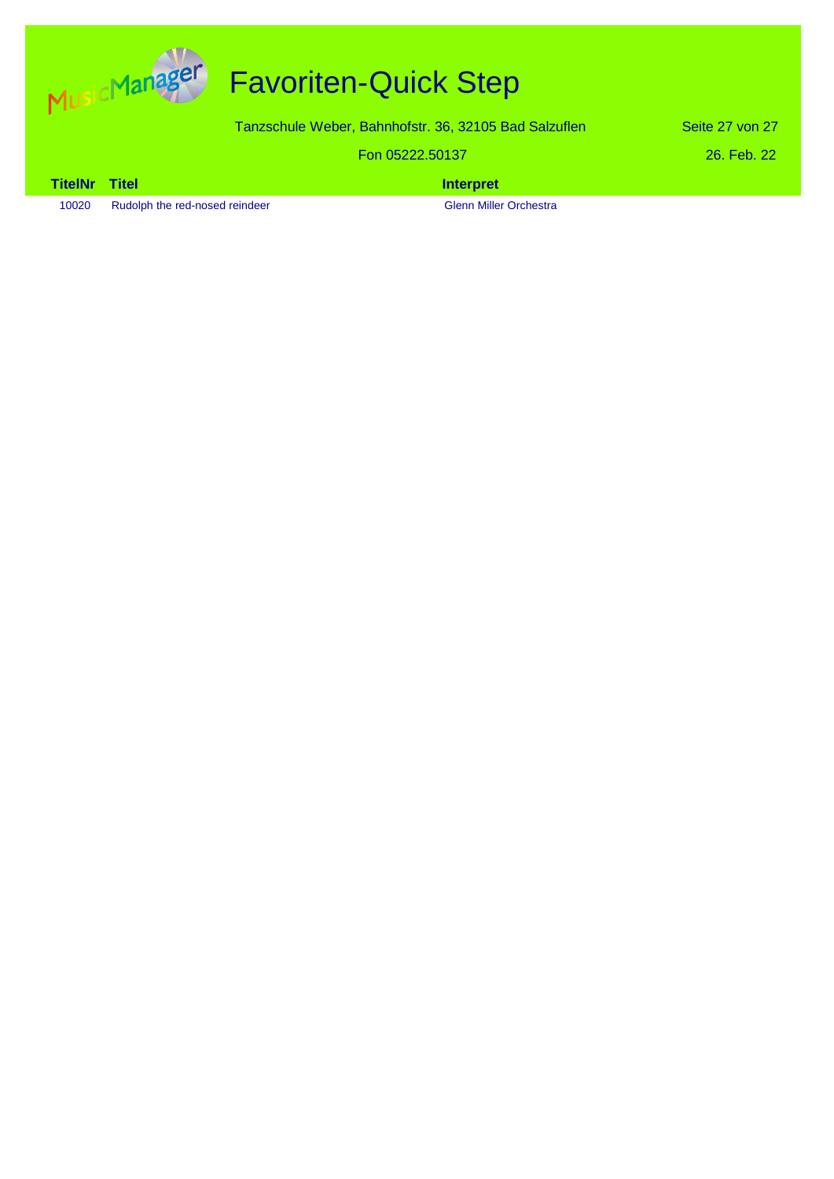# Favoriten-Quick Step

Tanzschule Weber, Bahnhofstr. 36, 32105 Bad Salzuflen

Fon 05222.50137

26. Feb. 22

| TitelNr | Titel | Interpret |
|---|---|---|
| 10020 | Rudolph the red-nosed reindeer | Glenn Miller Orchestra |